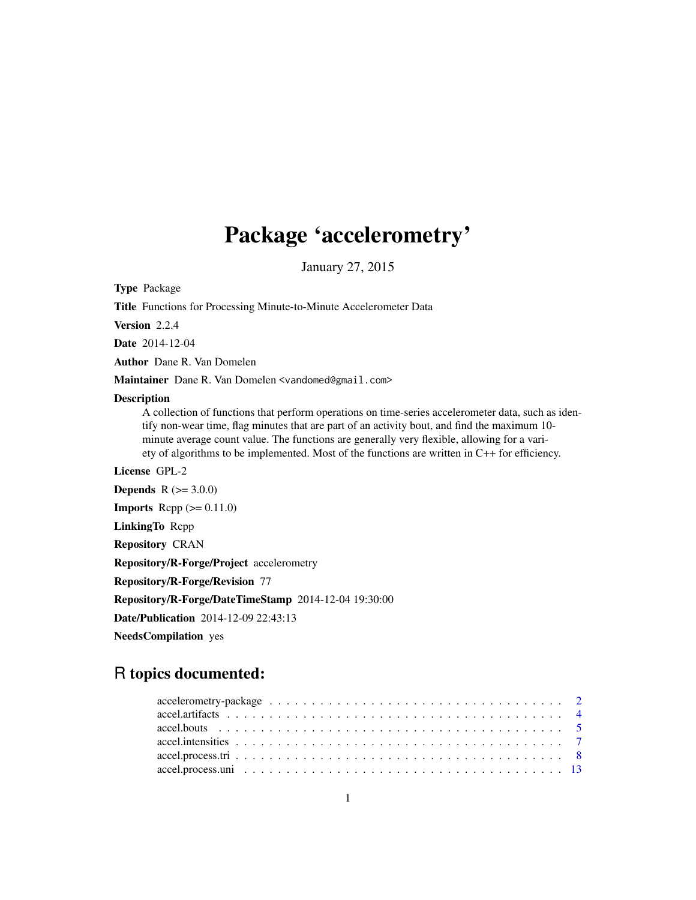# Package 'accelerometry'

January 27, 2015

**Type** Package

**Title** Functions for Processing Minute-to-Minute Accelerometer Data

**Version** 2.2.4

**Date** 2014-12-04

**Author** Dane R. Van Domelen

**Maintainer** Dane R. Van Domelen <vandomed@gmail.com>

**Description**
A collection of functions that perform operations on time-series accelerometer data, such as identify non-wear time, flag minutes that are part of an activity bout, and find the maximum 10-minute average count value. The functions are generally very flexible, allowing for a variety of algorithms to be implemented. Most of the functions are written in C++ for efficiency.

**License** GPL-2

**Depends** R (>= 3.0.0)

**Imports** Rcpp (>= 0.11.0)

**LinkingTo** Rcpp

**Repository** CRAN

**Repository/R-Forge/Project** accelerometry

**Repository/R-Forge/Revision** 77

**Repository/R-Forge/DateTimeStamp** 2014-12-04 19:30:00

**Date/Publication** 2014-12-09 22:43:13

**NeedsCompilation** yes

## R topics documented:

| | |
|---|---|
| accelerometry-package | 2 |
| accel.artifacts | 4 |
| accel.bouts | 5 |
| accel.intensities | 7 |
| accel.process.tri | 8 |
| accel.process.uni | 13 |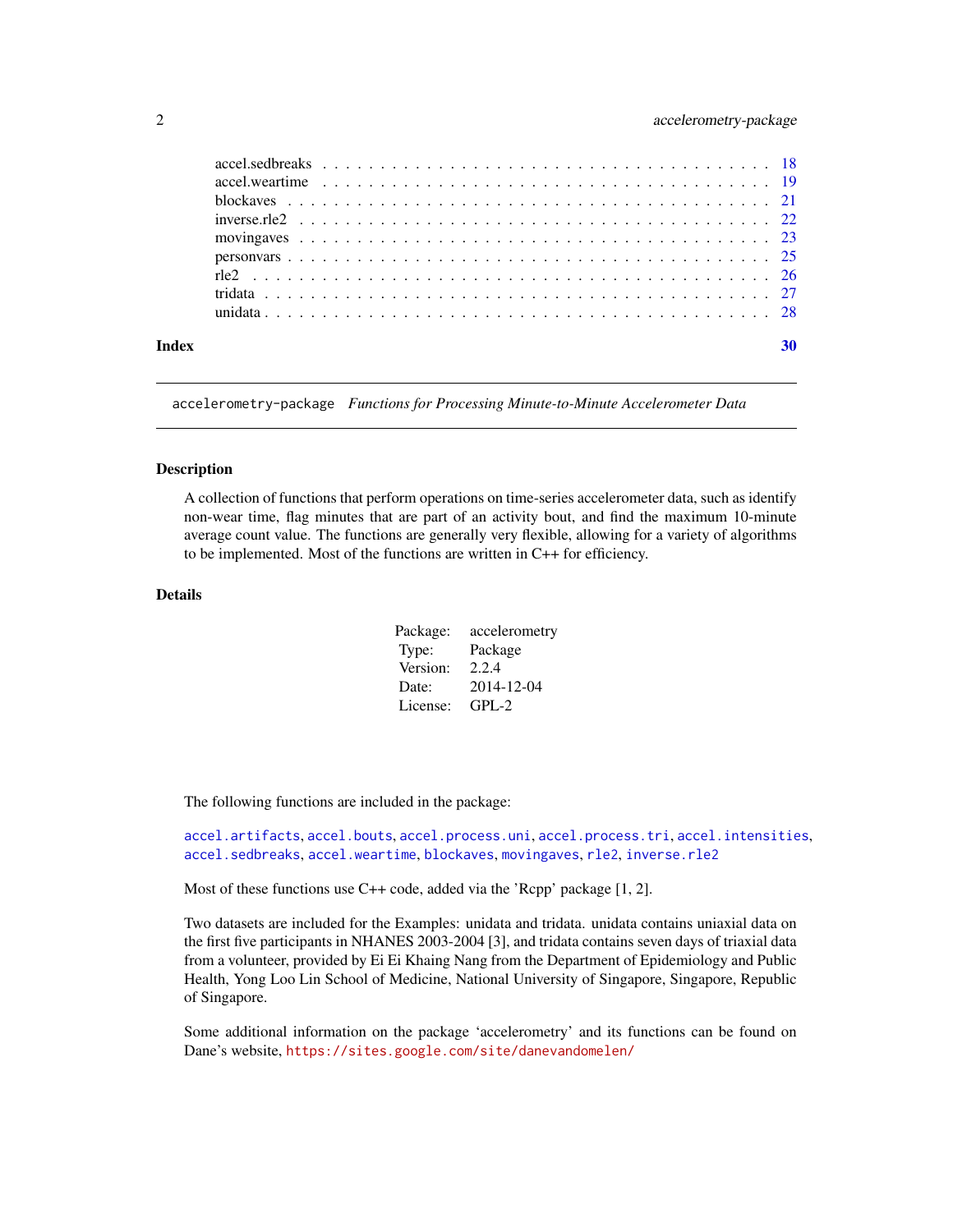accel.sedbreaks . . . . . . . . . . . . . . . . . . . . . . . . . . . . . . . . . . . . 18
accel.weartime . . . . . . . . . . . . . . . . . . . . . . . . . . . . . . . . . . . . . 19
blockaves . . . . . . . . . . . . . . . . . . . . . . . . . . . . . . . . . . . . . . . 21
inverse.rle2 . . . . . . . . . . . . . . . . . . . . . . . . . . . . . . . . . . . . . . 22
movingaves . . . . . . . . . . . . . . . . . . . . . . . . . . . . . . . . . . . . . . 23
personvars . . . . . . . . . . . . . . . . . . . . . . . . . . . . . . . . . . . . . . . 25
rle2 . . . . . . . . . . . . . . . . . . . . . . . . . . . . . . . . . . . . . . . . . . 26
tridata . . . . . . . . . . . . . . . . . . . . . . . . . . . . . . . . . . . . . . . . 27
unidata . . . . . . . . . . . . . . . . . . . . . . . . . . . . . . . . . . . . . . . . 28

**Index** **30**

---

`accelerometry-package` *Functions for Processing Minute-to-Minute Accelerometer Data*

---

## Description

A collection of functions that perform operations on time-series accelerometer data, such as identify non-wear time, flag minutes that are part of an activity bout, and find the maximum 10-minute average count value. The functions are generally very flexible, allowing for a variety of algorithms to be implemented. Most of the functions are written in C++ for efficiency.

## Details

| | |
|---|---|
| Package: | accelerometry |
| Type: | Package |
| Version: | 2.2.4 |
| Date: | 2014-12-04 |
| License: | GPL-2 |

The following functions are included in the package:

`accel.artifacts`, `accel.bouts`, `accel.process.uni`, `accel.process.tri`, `accel.intensities`, `accel.sedbreaks`, `accel.weartime`, `blockaves`, `movingaves`, `rle2`, `inverse.rle2`

Most of these functions use C++ code, added via the 'Rcpp' package [1, 2].

Two datasets are included for the Examples: unidata and tridata. unidata contains uniaxial data on the first five participants in NHANES 2003-2004 [3], and tridata contains seven days of triaxial data from a volunteer, provided by Ei Ei Khaing Nang from the Department of Epidemiology and Public Health, Yong Loo Lin School of Medicine, National University of Singapore, Singapore, Republic of Singapore.

Some additional information on the package 'accelerometry' and its functions can be found on Dane's website, https://sites.google.com/site/danevandomelen/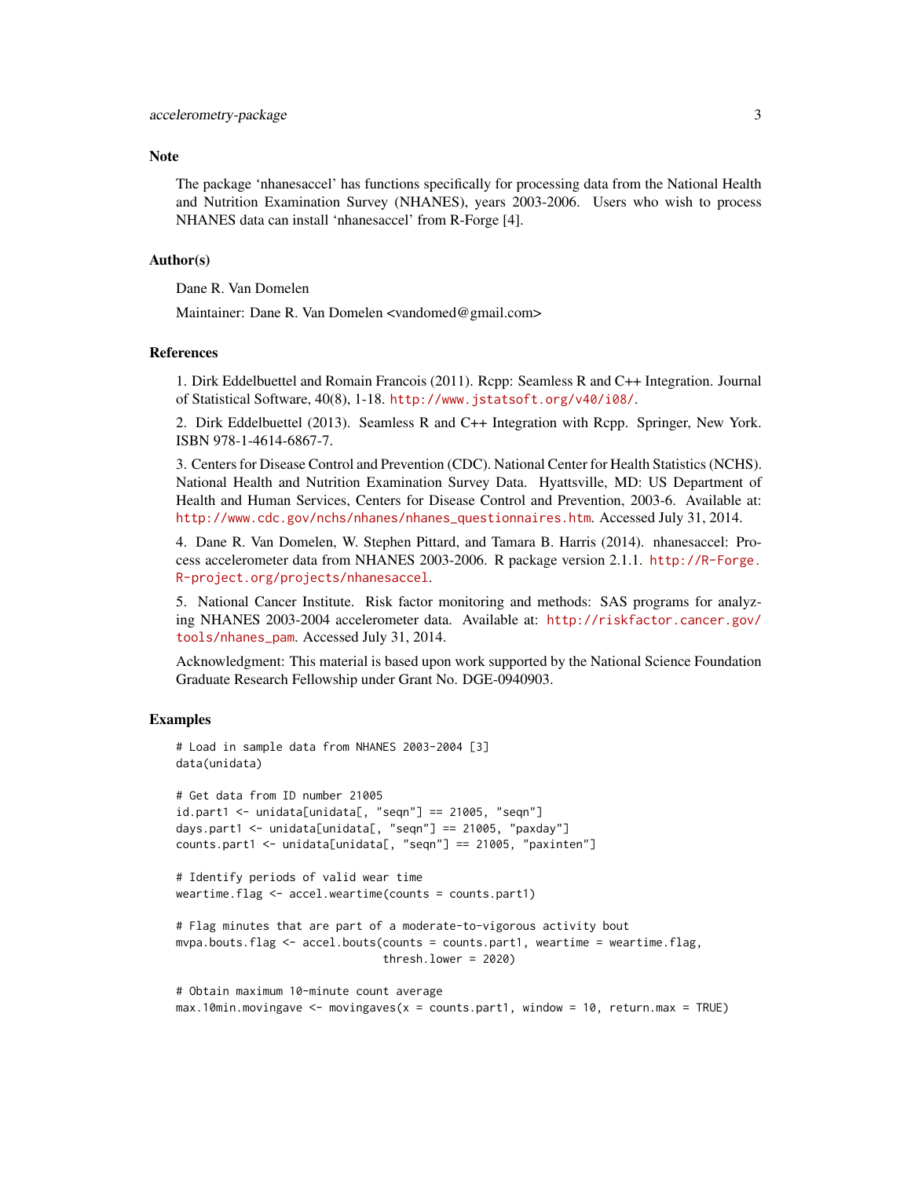## Note

The package ‘nhanesaccel’ has functions specifically for processing data from the National Health and Nutrition Examination Survey (NHANES), years 2003-2006. Users who wish to process NHANES data can install ‘nhanesaccel’ from R-Forge [4].

## Author(s)

Dane R. Van Domelen

Maintainer: Dane R. Van Domelen <vandomed@gmail.com>

## References

1. Dirk Eddelbuettel and Romain Francois (2011). Rcpp: Seamless R and C++ Integration. Journal of Statistical Software, 40(8), 1-18. http://www.jstatsoft.org/v40/i08/.

2. Dirk Eddelbuettel (2013). Seamless R and C++ Integration with Rcpp. Springer, New York. ISBN 978-1-4614-6867-7.

3. Centers for Disease Control and Prevention (CDC). National Center for Health Statistics (NCHS). National Health and Nutrition Examination Survey Data. Hyattsville, MD: US Department of Health and Human Services, Centers for Disease Control and Prevention, 2003-6. Available at: http://www.cdc.gov/nchs/nhanes/nhanes_questionnaires.htm. Accessed July 31, 2014.

4. Dane R. Van Domelen, W. Stephen Pittard, and Tamara B. Harris (2014). nhanesaccel: Process accelerometer data from NHANES 2003-2006. R package version 2.1.1. http://R-Forge.R-project.org/projects/nhanesaccel.

5. National Cancer Institute. Risk factor monitoring and methods: SAS programs for analyzing NHANES 2003-2004 accelerometer data. Available at: http://riskfactor.cancer.gov/tools/nhanes_pam. Accessed July 31, 2014.

Acknowledgment: This material is based upon work supported by the National Science Foundation Graduate Research Fellowship under Grant No. DGE-0940903.

## Examples

```
# Load in sample data from NHANES 2003-2004 [3]
data(unidata)

# Get data from ID number 21005
id.part1 <- unidata[unidata[, "seqn"] == 21005, "seqn"]
days.part1 <- unidata[unidata[, "seqn"] == 21005, "paxday"]
counts.part1 <- unidata[unidata[, "seqn"] == 21005, "paxinten"]

# Identify periods of valid wear time
weartime.flag <- accel.weartime(counts = counts.part1)

# Flag minutes that are part of a moderate-to-vigorous activity bout
mvpa.bouts.flag <- accel.bouts(counts = counts.part1, weartime = weartime.flag,
                               thresh.lower = 2020)

# Obtain maximum 10-minute count average
max.10min.movingave <- movingaves(x = counts.part1, window = 10, return.max = TRUE)
```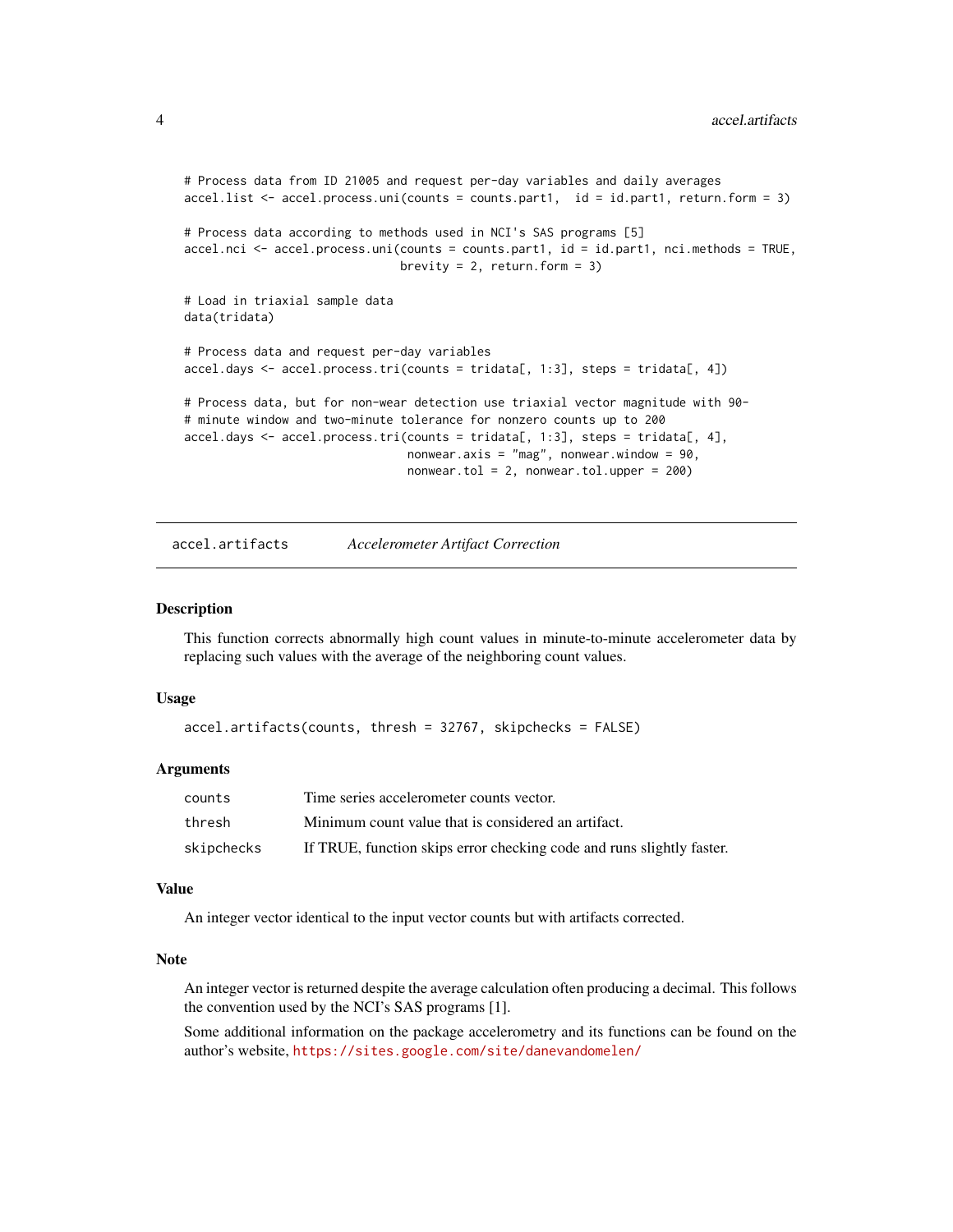```
# Process data from ID 21005 and request per-day variables and daily averages
accel.list <- accel.process.uni(counts = counts.part1,  id = id.part1, return.form = 3)

# Process data according to methods used in NCI's SAS programs [5]
accel.nci <- accel.process.uni(counts = counts.part1, id = id.part1, nci.methods = TRUE,
                               brevity = 2, return.form = 3)

# Load in triaxial sample data
data(tridata)

# Process data and request per-day variables
accel.days <- accel.process.tri(counts = tridata[, 1:3], steps = tridata[, 4])

# Process data, but for non-wear detection use triaxial vector magnitude with 90-
# minute window and two-minute tolerance for nonzero counts up to 200
accel.days <- accel.process.tri(counts = tridata[, 1:3], steps = tridata[, 4],
                                nonwear.axis = "mag", nonwear.window = 90,
                                nonwear.tol = 2, nonwear.tol.upper = 200)
```

---

`accel.artifacts` *Accelerometer Artifact Correction*

---

## Description

This function corrects abnormally high count values in minute-to-minute accelerometer data by replacing such values with the average of the neighboring count values.

## Usage

```
accel.artifacts(counts, thresh = 32767, skipchecks = FALSE)
```

## Arguments

| | |
|---|---|
| counts | Time series accelerometer counts vector. |
| thresh | Minimum count value that is considered an artifact. |
| skipchecks | If TRUE, function skips error checking code and runs slightly faster. |

## Value

An integer vector identical to the input vector counts but with artifacts corrected.

## Note

An integer vector is returned despite the average calculation often producing a decimal. This follows the convention used by the NCI's SAS programs [1].

Some additional information on the package accelerometry and its functions can be found on the author's website, https://sites.google.com/site/danevandomelen/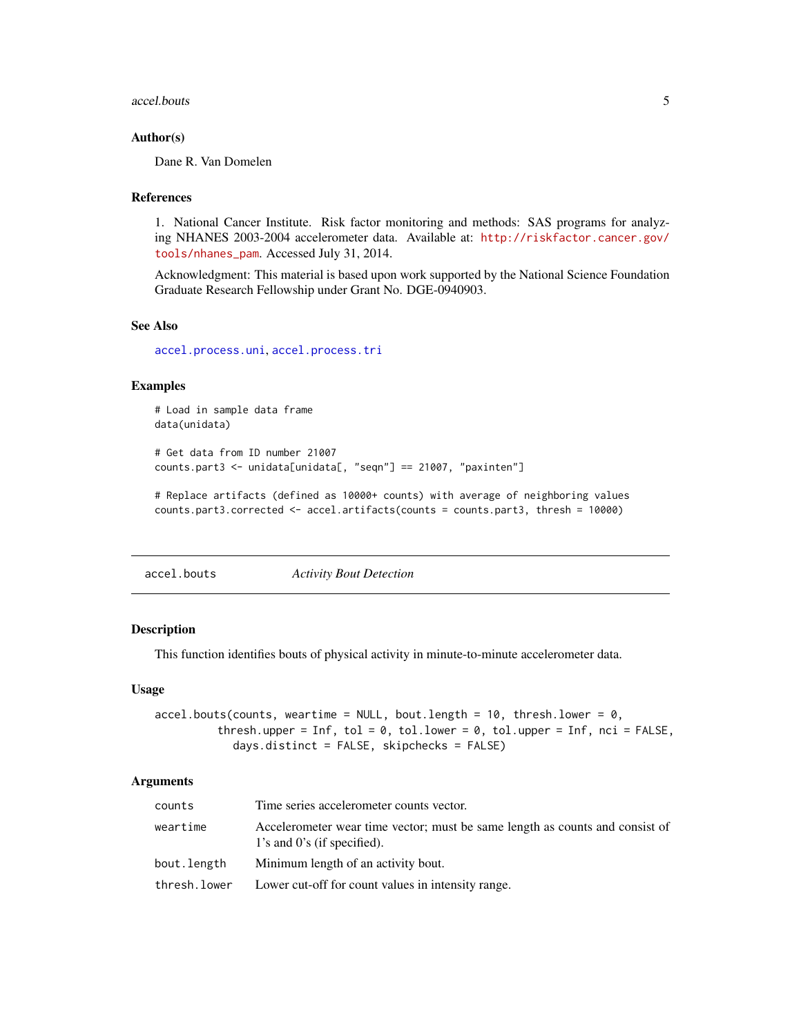### Author(s)

Dane R. Van Domelen

### References

1. National Cancer Institute. Risk factor monitoring and methods: SAS programs for analyzing NHANES 2003-2004 accelerometer data. Available at: http://riskfactor.cancer.gov/tools/nhanes_pam. Accessed July 31, 2014.

Acknowledgment: This material is based upon work supported by the National Science Foundation Graduate Research Fellowship under Grant No. DGE-0940903.

### See Also

accel.process.uni, accel.process.tri

### Examples

```
# Load in sample data frame
data(unidata)

# Get data from ID number 21007
counts.part3 <- unidata[unidata[, "seqn"] == 21007, "paxinten"]

# Replace artifacts (defined as 10000+ counts) with average of neighboring values
counts.part3.corrected <- accel.artifacts(counts = counts.part3, thresh = 10000)
```

---

## accel.bouts *Activity Bout Detection*

---

### Description

This function identifies bouts of physical activity in minute-to-minute accelerometer data.

### Usage

```
accel.bouts(counts, weartime = NULL, bout.length = 10, thresh.lower = 0,
          thresh.upper = Inf, tol = 0, tol.lower = 0, tol.upper = Inf, nci = FALSE,
            days.distinct = FALSE, skipchecks = FALSE)
```

### Arguments

| | |
|---|---|
| counts | Time series accelerometer counts vector. |
| weartime | Accelerometer wear time vector; must be same length as counts and consist of 1's and 0's (if specified). |
| bout.length | Minimum length of an activity bout. |
| thresh.lower | Lower cut-off for count values in intensity range. |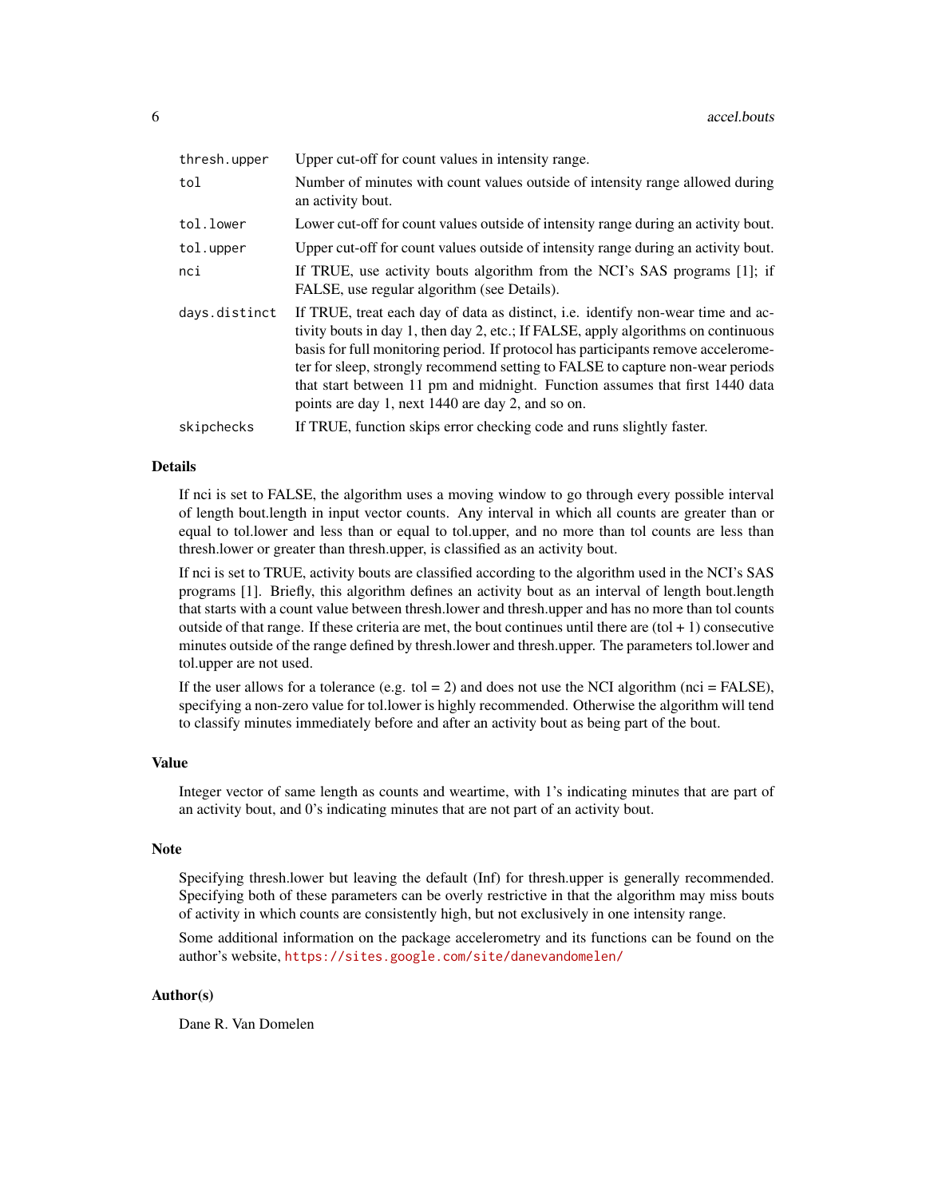| | |
|---|---|
| `thresh.upper` | Upper cut-off for count values in intensity range. |
| `tol` | Number of minutes with count values outside of intensity range allowed during an activity bout. |
| `tol.lower` | Lower cut-off for count values outside of intensity range during an activity bout. |
| `tol.upper` | Upper cut-off for count values outside of intensity range during an activity bout. |
| `nci` | If TRUE, use activity bouts algorithm from the NCI's SAS programs [1]; if FALSE, use regular algorithm (see Details). |
| `days.distinct` | If TRUE, treat each day of data as distinct, i.e. identify non-wear time and activity bouts in day 1, then day 2, etc.; If FALSE, apply algorithms on continuous basis for full monitoring period. If protocol has participants remove accelerometer for sleep, strongly recommend setting to FALSE to capture non-wear periods that start between 11 pm and midnight. Function assumes that first 1440 data points are day 1, next 1440 are day 2, and so on. |
| `skipchecks` | If TRUE, function skips error checking code and runs slightly faster. |

## Details

If nci is set to FALSE, the algorithm uses a moving window to go through every possible interval of length bout.length in input vector counts. Any interval in which all counts are greater than or equal to tol.lower and less than or equal to tol.upper, and no more than tol counts are less than thresh.lower or greater than thresh.upper, is classified as an activity bout.

If nci is set to TRUE, activity bouts are classified according to the algorithm used in the NCI's SAS programs [1]. Briefly, this algorithm defines an activity bout as an interval of length bout.length that starts with a count value between thresh.lower and thresh.upper and has no more than tol counts outside of that range. If these criteria are met, the bout continues until there are (tol + 1) consecutive minutes outside of the range defined by thresh.lower and thresh.upper. The parameters tol.lower and tol.upper are not used.

If the user allows for a tolerance (e.g. tol = 2) and does not use the NCI algorithm (nci = FALSE), specifying a non-zero value for tol.lower is highly recommended. Otherwise the algorithm will tend to classify minutes immediately before and after an activity bout as being part of the bout.

## Value

Integer vector of same length as counts and weartime, with 1's indicating minutes that are part of an activity bout, and 0's indicating minutes that are not part of an activity bout.

## Note

Specifying thresh.lower but leaving the default (Inf) for thresh.upper is generally recommended. Specifying both of these parameters can be overly restrictive in that the algorithm may miss bouts of activity in which counts are consistently high, but not exclusively in one intensity range.

Some additional information on the package accelerometry and its functions can be found on the author's website, https://sites.google.com/site/danevandomelen/

## Author(s)

Dane R. Van Domelen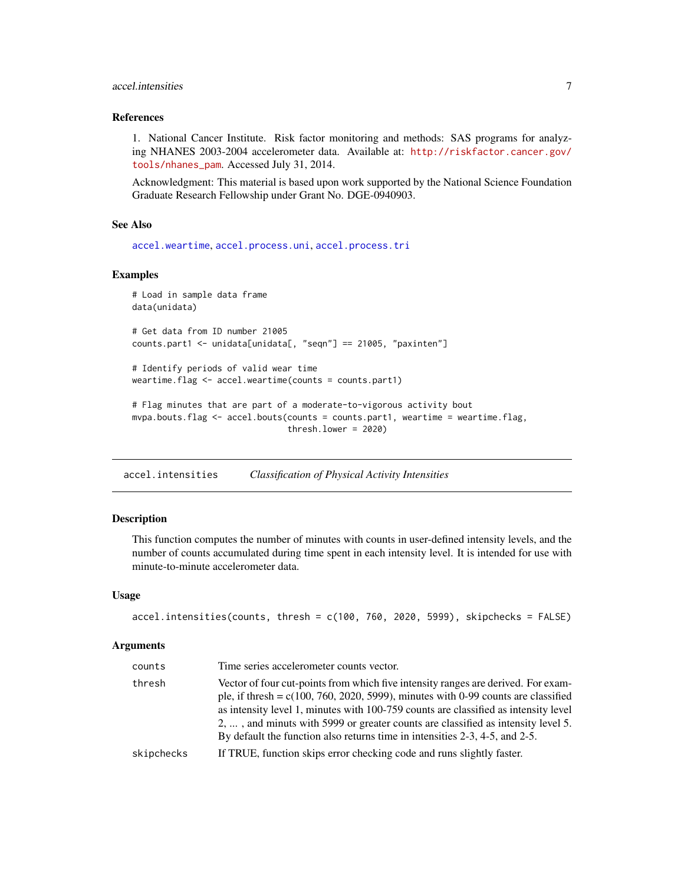### References

1. National Cancer Institute. Risk factor monitoring and methods: SAS programs for analyzing NHANES 2003-2004 accelerometer data. Available at: http://riskfactor.cancer.gov/tools/nhanes_pam. Accessed July 31, 2014.

Acknowledgment: This material is based upon work supported by the National Science Foundation Graduate Research Fellowship under Grant No. DGE-0940903.

### See Also

accel.weartime, accel.process.uni, accel.process.tri

### Examples

```
# Load in sample data frame
data(unidata)

# Get data from ID number 21005
counts.part1 <- unidata[unidata[, "seqn"] == 21005, "paxinten"]

# Identify periods of valid wear time
weartime.flag <- accel.weartime(counts = counts.part1)

# Flag minutes that are part of a moderate-to-vigorous activity bout
mvpa.bouts.flag <- accel.bouts(counts = counts.part1, weartime = weartime.flag,
                               thresh.lower = 2020)
```

---

## accel.intensities *Classification of Physical Activity Intensities*

### Description

This function computes the number of minutes with counts in user-defined intensity levels, and the number of counts accumulated during time spent in each intensity level. It is intended for use with minute-to-minute accelerometer data.

### Usage

```
accel.intensities(counts, thresh = c(100, 760, 2020, 5999), skipchecks = FALSE)
```

### Arguments

| | |
|---|---|
| counts | Time series accelerometer counts vector. |
| thresh | Vector of four cut-points from which five intensity ranges are derived. For example, if thresh = c(100, 760, 2020, 5999), minutes with 0-99 counts are classified as intensity level 1, minutes with 100-759 counts are classified as intensity level 2, ... , and minuts with 5999 or greater counts are classified as intensity level 5. By default the function also returns time in intensities 2-3, 4-5, and 2-5. |
| skipchecks | If TRUE, function skips error checking code and runs slightly faster. |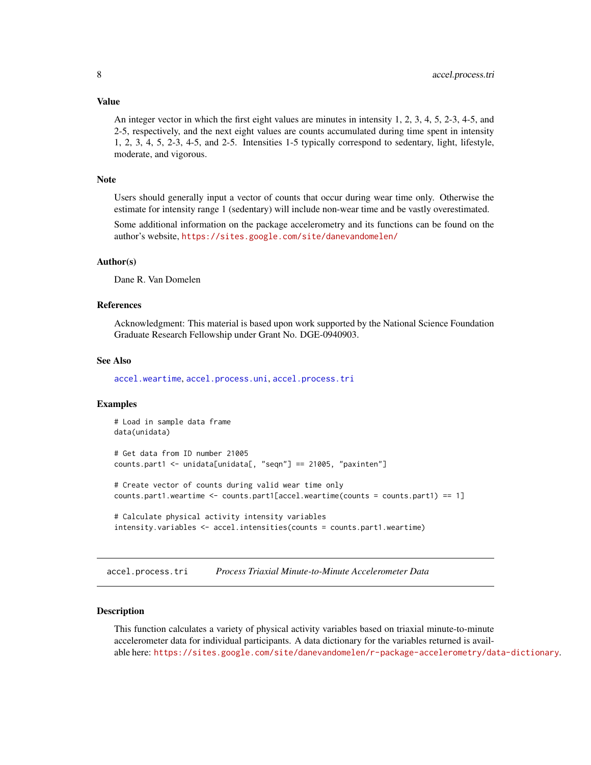### Value

An integer vector in which the first eight values are minutes in intensity 1, 2, 3, 4, 5, 2-3, 4-5, and 2-5, respectively, and the next eight values are counts accumulated during time spent in intensity 1, 2, 3, 4, 5, 2-3, 4-5, and 2-5. Intensities 1-5 typically correspond to sedentary, light, lifestyle, moderate, and vigorous.

### Note

Users should generally input a vector of counts that occur during wear time only. Otherwise the estimate for intensity range 1 (sedentary) will include non-wear time and be vastly overestimated.

Some additional information on the package accelerometry and its functions can be found on the author's website, https://sites.google.com/site/danevandomelen/

### Author(s)

Dane R. Van Domelen

### References

Acknowledgment: This material is based upon work supported by the National Science Foundation Graduate Research Fellowship under Grant No. DGE-0940903.

### See Also

accel.weartime, accel.process.uni, accel.process.tri

### Examples

```
# Load in sample data frame
data(unidata)

# Get data from ID number 21005
counts.part1 <- unidata[unidata[, "seqn"] == 21005, "paxinten"]

# Create vector of counts during valid wear time only
counts.part1.weartime <- counts.part1[accel.weartime(counts = counts.part1) == 1]

# Calculate physical activity intensity variables
intensity.variables <- accel.intensities(counts = counts.part1.weartime)
```

---

## accel.process.tri *Process Triaxial Minute-to-Minute Accelerometer Data*

### Description

This function calculates a variety of physical activity variables based on triaxial minute-to-minute accelerometer data for individual participants. A data dictionary for the variables returned is available here: https://sites.google.com/site/danevandomelen/r-package-accelerometry/data-dictionary.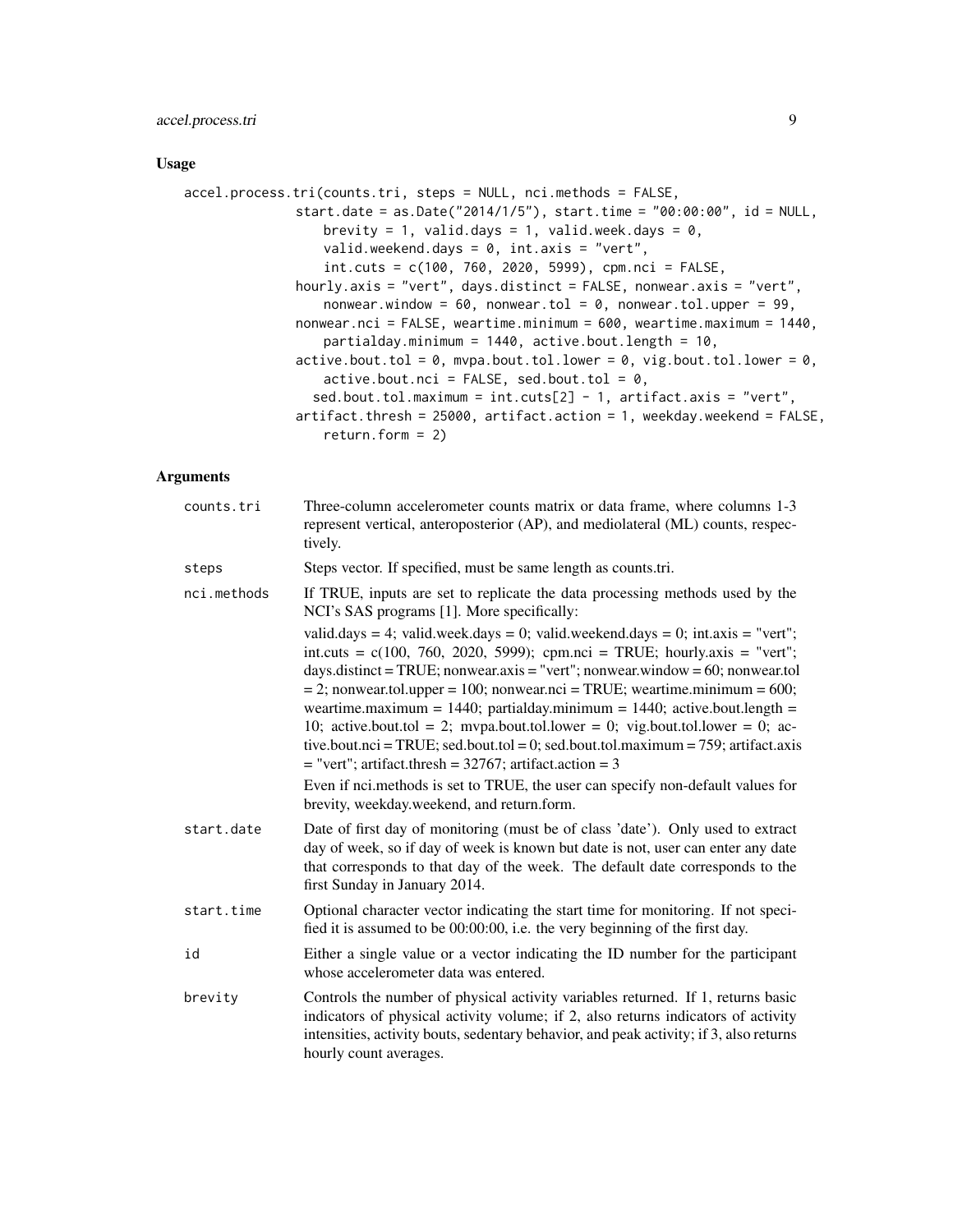## Usage

```
accel.process.tri(counts.tri, steps = NULL, nci.methods = FALSE,
             start.date = as.Date("2014/1/5"), start.time = "00:00:00", id = NULL,
                brevity = 1, valid.days = 1, valid.week.days = 0,
                valid.weekend.days = 0, int.axis = "vert",
                int.cuts = c(100, 760, 2020, 5999), cpm.nci = FALSE,
             hourly.axis = "vert", days.distinct = FALSE, nonwear.axis = "vert",
                nonwear.window = 60, nonwear.tol = 0, nonwear.tol.upper = 99,
             nonwear.nci = FALSE, weartime.minimum = 600, weartime.maximum = 1440,
                partialday.minimum = 1440, active.bout.length = 10,
             active.bout.tol = 0, mvpa.bout.tol.lower = 0, vig.bout.tol.lower = 0,
                active.bout.nci = FALSE, sed.bout.tol = 0,
              sed.bout.tol.maximum = int.cuts[2] - 1, artifact.axis = "vert",
             artifact.thresh = 25000, artifact.action = 1, weekday.weekend = FALSE,
                return.form = 2)
```

## Arguments

| | |
|---|---|
| counts.tri | Three-column accelerometer counts matrix or data frame, where columns 1-3 represent vertical, anteroposterior (AP), and mediolateral (ML) counts, respectively. |
| steps | Steps vector. If specified, must be same length as counts.tri. |
| nci.methods | If TRUE, inputs are set to replicate the data processing methods used by the NCI's SAS programs [1]. More specifically: valid.days = 4; valid.week.days = 0; valid.weekend.days = 0; int.axis = "vert"; int.cuts = c(100, 760, 2020, 5999); cpm.nci = TRUE; hourly.axis = "vert"; days.distinct = TRUE; nonwear.axis = "vert"; nonwear.window = 60; nonwear.tol = 2; nonwear.tol.upper = 100; nonwear.nci = TRUE; weartime.minimum = 600; weartime.maximum = 1440; partialday.minimum = 1440; active.bout.length = 10; active.bout.tol = 2; mvpa.bout.tol.lower = 0; vig.bout.tol.lower = 0; active.bout.nci = TRUE; sed.bout.tol = 0; sed.bout.tol.maximum = 759; artifact.axis = "vert"; artifact.thresh = 32767; artifact.action = 3<br>Even if nci.methods is set to TRUE, the user can specify non-default values for brevity, weekday.weekend, and return.form. |
| start.date | Date of first day of monitoring (must be of class 'date'). Only used to extract day of week, so if day of week is known but date is not, user can enter any date that corresponds to that day of the week. The default date corresponds to the first Sunday in January 2014. |
| start.time | Optional character vector indicating the start time for monitoring. If not specified it is assumed to be 00:00:00, i.e. the very beginning of the first day. |
| id | Either a single value or a vector indicating the ID number for the participant whose accelerometer data was entered. |
| brevity | Controls the number of physical activity variables returned. If 1, returns basic indicators of physical activity volume; if 2, also returns indicators of activity intensities, activity bouts, sedentary behavior, and peak activity; if 3, also returns hourly count averages. |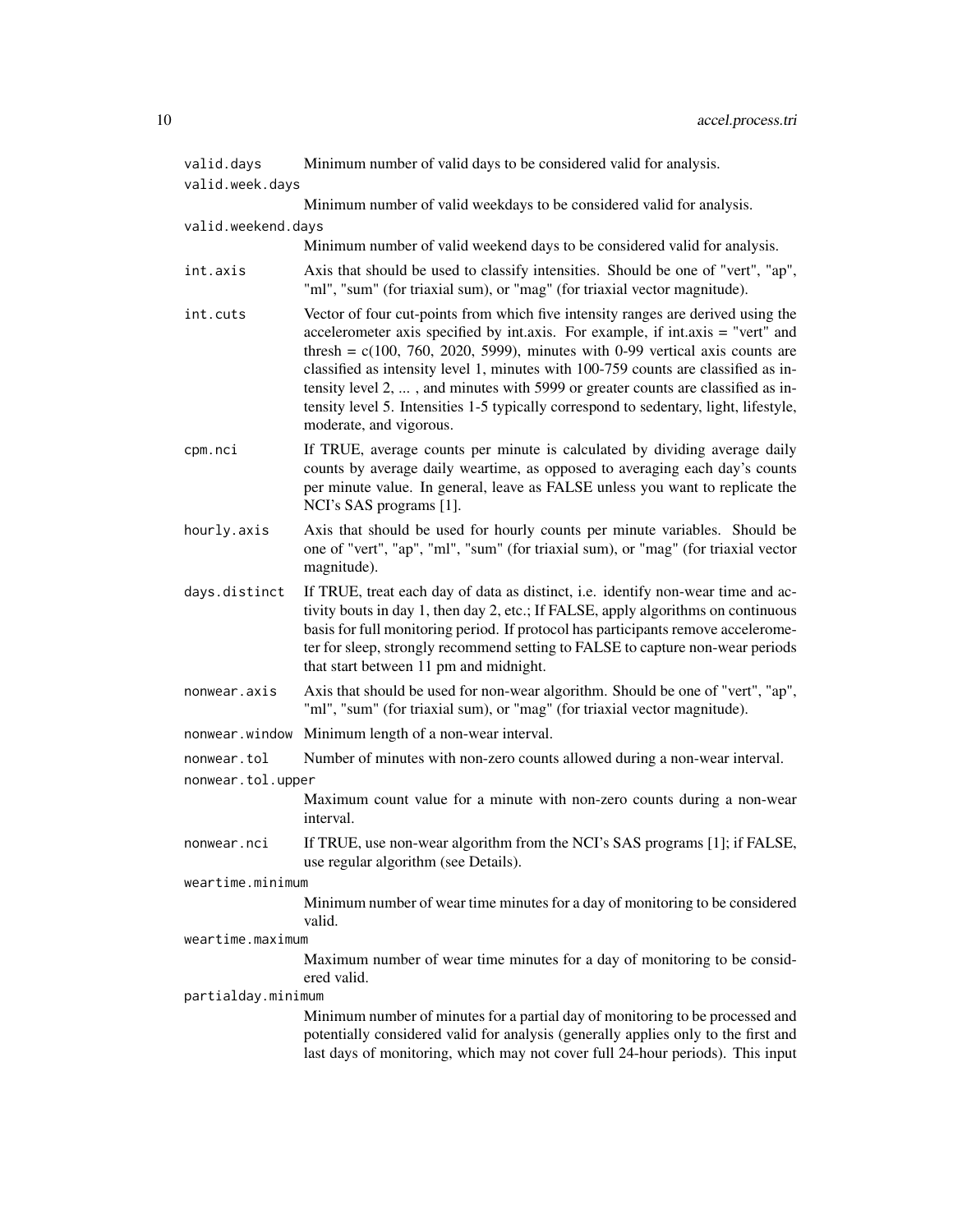`valid.days` Minimum number of valid days to be considered valid for analysis.

`valid.week.days` Minimum number of valid weekdays to be considered valid for analysis.

`valid.weekend.days` Minimum number of valid weekend days to be considered valid for analysis.

`int.axis` Axis that should be used to classify intensities. Should be one of "vert", "ap", "ml", "sum" (for triaxial sum), or "mag" (for triaxial vector magnitude).

`int.cuts` Vector of four cut-points from which five intensity ranges are derived using the accelerometer axis specified by int.axis. For example, if int.axis = "vert" and thresh = c(100, 760, 2020, 5999), minutes with 0-99 vertical axis counts are classified as intensity level 1, minutes with 100-759 counts are classified as intensity level 2, ... , and minutes with 5999 or greater counts are classified as intensity level 5. Intensities 1-5 typically correspond to sedentary, light, lifestyle, moderate, and vigorous.

`cpm.nci` If TRUE, average counts per minute is calculated by dividing average daily counts by average daily weartime, as opposed to averaging each day's counts per minute value. In general, leave as FALSE unless you want to replicate the NCI's SAS programs [1].

`hourly.axis` Axis that should be used for hourly counts per minute variables. Should be one of "vert", "ap", "ml", "sum" (for triaxial sum), or "mag" (for triaxial vector magnitude).

`days.distinct` If TRUE, treat each day of data as distinct, i.e. identify non-wear time and activity bouts in day 1, then day 2, etc.; If FALSE, apply algorithms on continuous basis for full monitoring period. If protocol has participants remove accelerometer for sleep, strongly recommend setting to FALSE to capture non-wear periods that start between 11 pm and midnight.

`nonwear.axis` Axis that should be used for non-wear algorithm. Should be one of "vert", "ap", "ml", "sum" (for triaxial sum), or "mag" (for triaxial vector magnitude).

`nonwear.window` Minimum length of a non-wear interval.

`nonwear.tol` Number of minutes with non-zero counts allowed during a non-wear interval.

`nonwear.tol.upper` Maximum count value for a minute with non-zero counts during a non-wear interval.

`nonwear.nci` If TRUE, use non-wear algorithm from the NCI's SAS programs [1]; if FALSE, use regular algorithm (see Details).

`weartime.minimum` Minimum number of wear time minutes for a day of monitoring to be considered valid.

`weartime.maximum` Maximum number of wear time minutes for a day of monitoring to be considered valid.

`partialday.minimum` Minimum number of minutes for a partial day of monitoring to be processed and potentially considered valid for analysis (generally applies only to the first and last days of monitoring, which may not cover full 24-hour periods). This input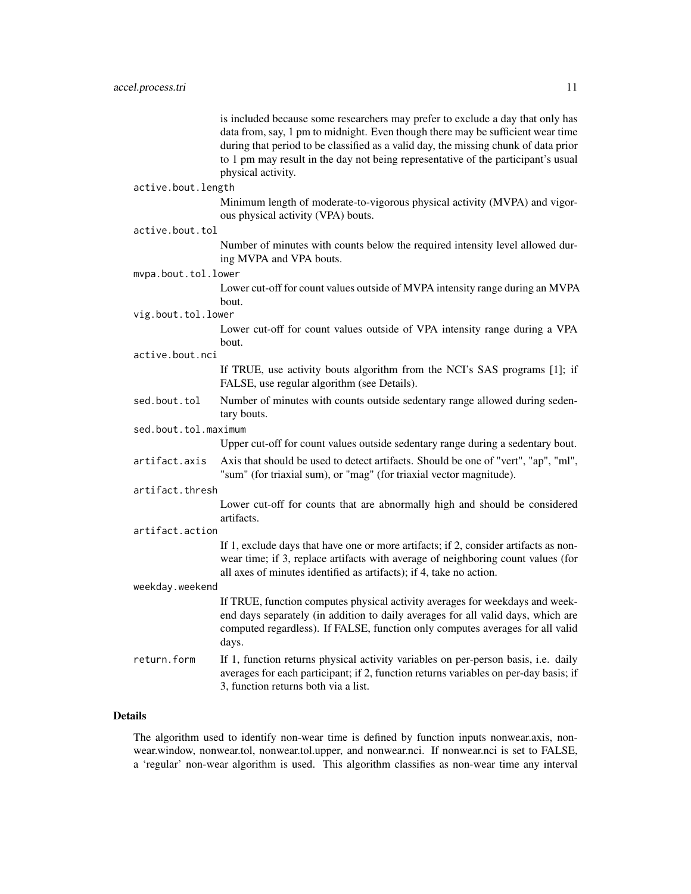is included because some researchers may prefer to exclude a day that only has data from, say, 1 pm to midnight. Even though there may be sufficient wear time during that period to be classified as a valid day, the missing chunk of data prior to 1 pm may result in the day not being representative of the participant's usual physical activity.

`active.bout.length`
: Minimum length of moderate-to-vigorous physical activity (MVPA) and vigorous physical activity (VPA) bouts.

`active.bout.tol`
: Number of minutes with counts below the required intensity level allowed during MVPA and VPA bouts.

`mvpa.bout.tol.lower`
: Lower cut-off for count values outside of MVPA intensity range during an MVPA bout.

`vig.bout.tol.lower`
: Lower cut-off for count values outside of VPA intensity range during a VPA bout.

`active.bout.nci`
: If TRUE, use activity bouts algorithm from the NCI's SAS programs [1]; if FALSE, use regular algorithm (see Details).

`sed.bout.tol`
: Number of minutes with counts outside sedentary range allowed during sedentary bouts.

`sed.bout.tol.maximum`
: Upper cut-off for count values outside sedentary range during a sedentary bout.

`artifact.axis`
: Axis that should be used to detect artifacts. Should be one of "vert", "ap", "ml", "sum" (for triaxial sum), or "mag" (for triaxial vector magnitude).

`artifact.thresh`
: Lower cut-off for counts that are abnormally high and should be considered artifacts.

`artifact.action`
: If 1, exclude days that have one or more artifacts; if 2, consider artifacts as non-wear time; if 3, replace artifacts with average of neighboring count values (for all axes of minutes identified as artifacts); if 4, take no action.

`weekday.weekend`
: If TRUE, function computes physical activity averages for weekdays and weekend days separately (in addition to daily averages for all valid days, which are computed regardless). If FALSE, function only computes averages for all valid days.

`return.form`
: If 1, function returns physical activity variables on per-person basis, i.e. daily averages for each participant; if 2, function returns variables on per-day basis; if 3, function returns both via a list.

## Details

The algorithm used to identify non-wear time is defined by function inputs nonwear.axis, nonwear.window, nonwear.tol, nonwear.tol.upper, and nonwear.nci. If nonwear.nci is set to FALSE, a 'regular' non-wear algorithm is used. This algorithm classifies as non-wear time any interval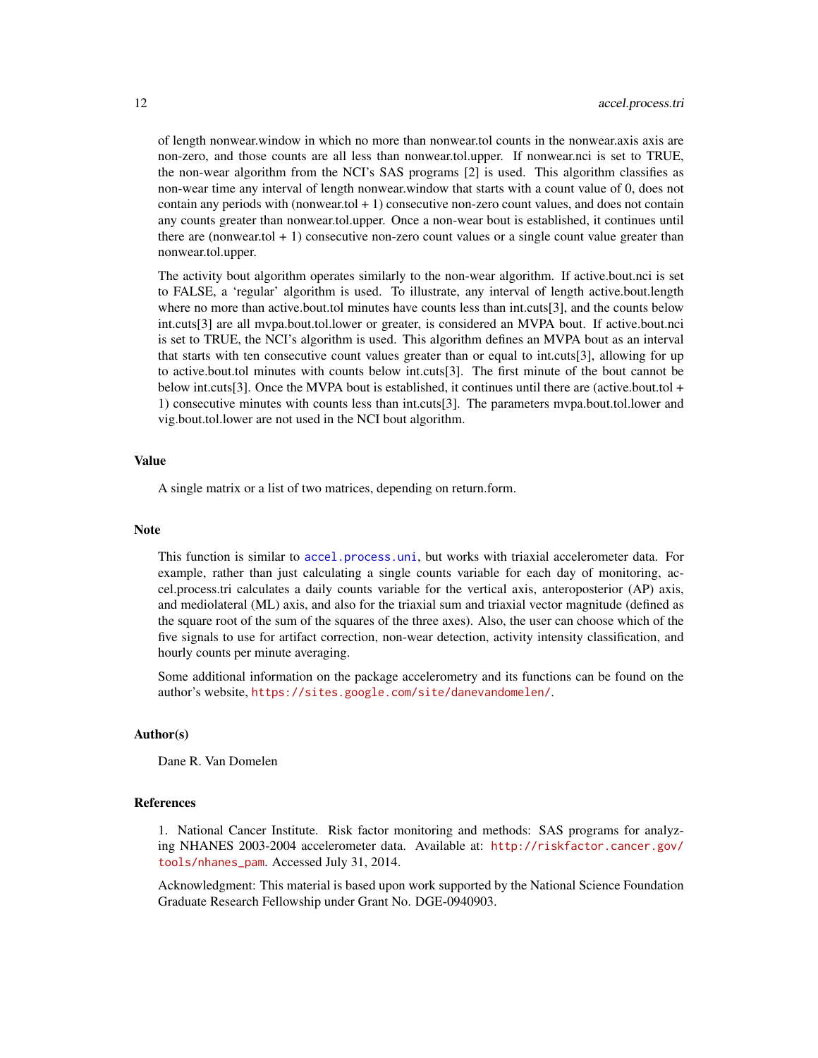of length nonwear.window in which no more than nonwear.tol counts in the nonwear.axis axis are non-zero, and those counts are all less than nonwear.tol.upper. If nonwear.nci is set to TRUE, the non-wear algorithm from the NCI's SAS programs [2] is used. This algorithm classifies as non-wear time any interval of length nonwear.window that starts with a count value of 0, does not contain any periods with (nonwear.tol + 1) consecutive non-zero count values, and does not contain any counts greater than nonwear.tol.upper. Once a non-wear bout is established, it continues until there are (nonwear.tol + 1) consecutive non-zero count values or a single count value greater than nonwear.tol.upper.

The activity bout algorithm operates similarly to the non-wear algorithm. If active.bout.nci is set to FALSE, a 'regular' algorithm is used. To illustrate, any interval of length active.bout.length where no more than active.bout.tol minutes have counts less than int.cuts[3], and the counts below int.cuts[3] are all mvpa.bout.tol.lower or greater, is considered an MVPA bout. If active.bout.nci is set to TRUE, the NCI's algorithm is used. This algorithm defines an MVPA bout as an interval that starts with ten consecutive count values greater than or equal to int.cuts[3], allowing for up to active.bout.tol minutes with counts below int.cuts[3]. The first minute of the bout cannot be below int.cuts[3]. Once the MVPA bout is established, it continues until there are (active.bout.tol + 1) consecutive minutes with counts less than int.cuts[3]. The parameters mvpa.bout.tol.lower and vig.bout.tol.lower are not used in the NCI bout algorithm.

### Value

A single matrix or a list of two matrices, depending on return.form.

### Note

This function is similar to accel.process.uni, but works with triaxial accelerometer data. For example, rather than just calculating a single counts variable for each day of monitoring, accel.process.tri calculates a daily counts variable for the vertical axis, anteroposterior (AP) axis, and mediolateral (ML) axis, and also for the triaxial sum and triaxial vector magnitude (defined as the square root of the sum of the squares of the three axes). Also, the user can choose which of the five signals to use for artifact correction, non-wear detection, activity intensity classification, and hourly counts per minute averaging.

Some additional information on the package accelerometry and its functions can be found on the author's website, https://sites.google.com/site/danevandomelen/.

### Author(s)

Dane R. Van Domelen

### References

1. National Cancer Institute. Risk factor monitoring and methods: SAS programs for analyzing NHANES 2003-2004 accelerometer data. Available at: http://riskfactor.cancer.gov/tools/nhanes_pam. Accessed July 31, 2014.

Acknowledgment: This material is based upon work supported by the National Science Foundation Graduate Research Fellowship under Grant No. DGE-0940903.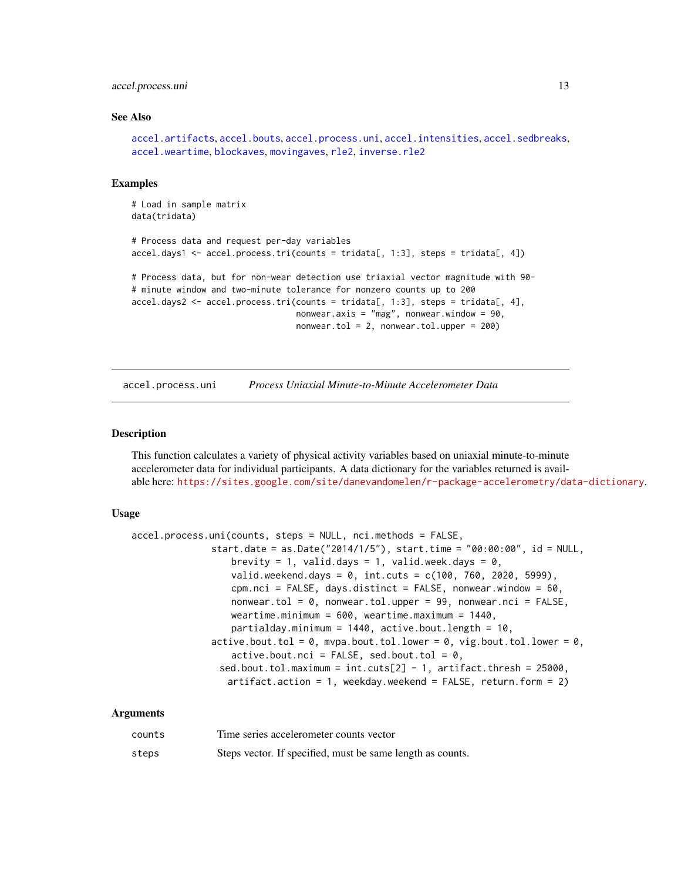## See Also

accel.artifacts, accel.bouts, accel.process.uni, accel.intensities, accel.sedbreaks, accel.weartime, blockaves, movingaves, rle2, inverse.rle2

## Examples

```
# Load in sample matrix
data(tridata)

# Process data and request per-day variables
accel.days1 <- accel.process.tri(counts = tridata[, 1:3], steps = tridata[, 4])

# Process data, but for non-wear detection use triaxial vector magnitude with 90-
# minute window and two-minute tolerance for nonzero counts up to 200
accel.days2 <- accel.process.tri(counts = tridata[, 1:3], steps = tridata[, 4],
                                 nonwear.axis = "mag", nonwear.window = 90,
                                 nonwear.tol = 2, nonwear.tol.upper = 200)
```

---

# accel.process.uni &nbsp;&nbsp;&nbsp; *Process Uniaxial Minute-to-Minute Accelerometer Data*

## Description

This function calculates a variety of physical activity variables based on uniaxial minute-to-minute accelerometer data for individual participants. A data dictionary for the variables returned is available here: https://sites.google.com/site/danevandomelen/r-package-accelerometry/data-dictionary.

## Usage

```
accel.process.uni(counts, steps = NULL, nci.methods = FALSE,
               start.date = as.Date("2014/1/5"), start.time = "00:00:00", id = NULL,
                   brevity = 1, valid.days = 1, valid.week.days = 0,
                   valid.weekend.days = 0, int.cuts = c(100, 760, 2020, 5999),
                   cpm.nci = FALSE, days.distinct = FALSE, nonwear.window = 60,
                   nonwear.tol = 0, nonwear.tol.upper = 99, nonwear.nci = FALSE,
                   weartime.minimum = 600, weartime.maximum = 1440,
                   partialday.minimum = 1440, active.bout.length = 10,
               active.bout.tol = 0, mvpa.bout.tol.lower = 0, vig.bout.tol.lower = 0,
                   active.bout.nci = FALSE, sed.bout.tol = 0,
                 sed.bout.tol.maximum = int.cuts[2] - 1, artifact.thresh = 25000,
                  artifact.action = 1, weekday.weekend = FALSE, return.form = 2)
```

## Arguments

| | |
|---|---|
| counts | Time series accelerometer counts vector |
| steps | Steps vector. If specified, must be same length as counts. |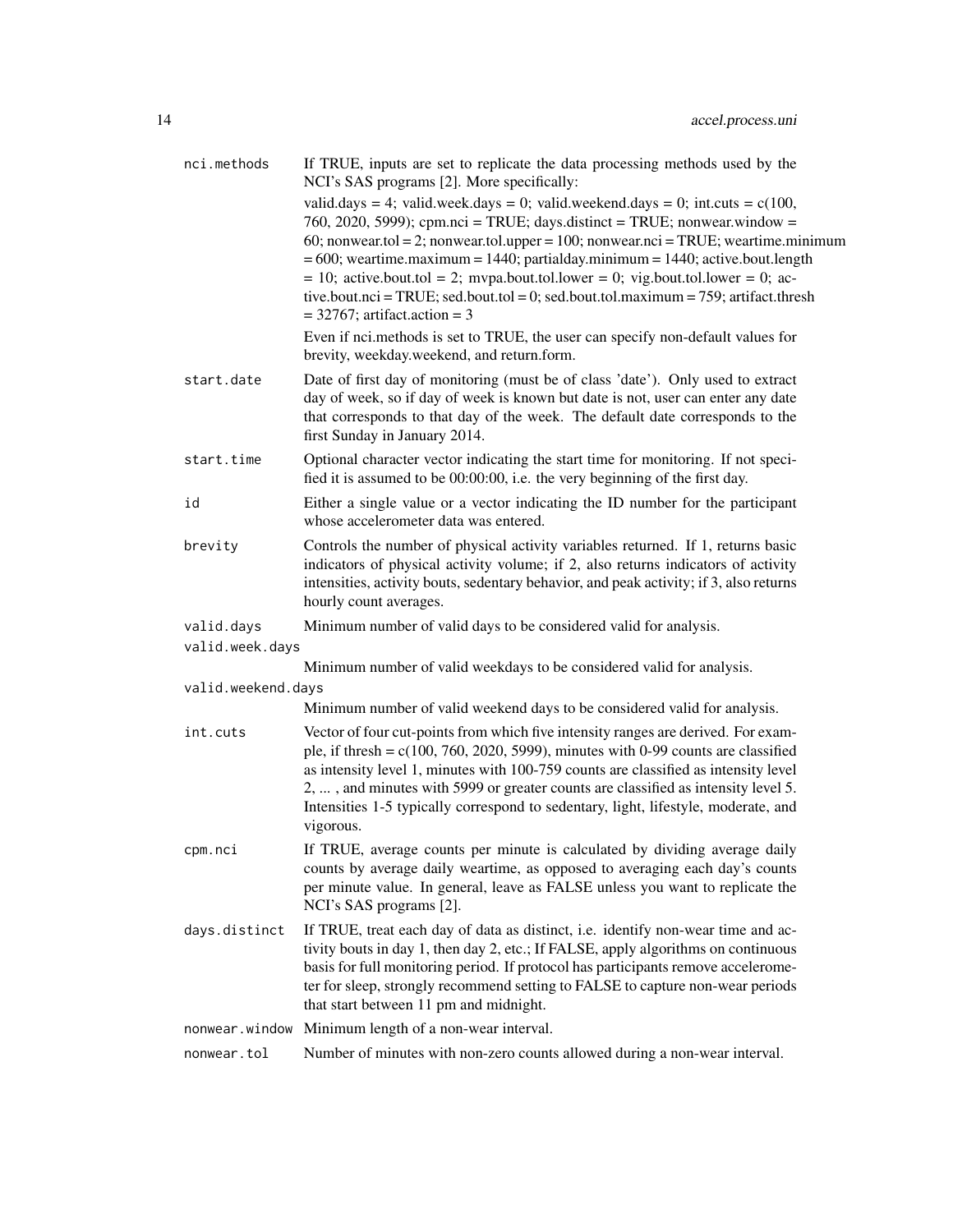nci.methods
: If TRUE, inputs are set to replicate the data processing methods used by the NCI's SAS programs [2]. More specifically:

  valid.days = 4; valid.week.days = 0; valid.weekend.days = 0; int.cuts = c(100, 760, 2020, 5999); cpm.nci = TRUE; days.distinct = TRUE; nonwear.window = 60; nonwear.tol = 2; nonwear.tol.upper = 100; nonwear.nci = TRUE; weartime.minimum = 600; weartime.maximum = 1440; partialday.minimum = 1440; active.bout.length = 10; active.bout.tol = 2; mvpa.bout.tol.lower = 0; vig.bout.tol.lower = 0; active.bout.nci = TRUE; sed.bout.tol = 0; sed.bout.tol.maximum = 759; artifact.thresh = 32767; artifact.action = 3

  Even if nci.methods is set to TRUE, the user can specify non-default values for brevity, weekday.weekend, and return.form.

start.date
: Date of first day of monitoring (must be of class 'date'). Only used to extract day of week, so if day of week is known but date is not, user can enter any date that corresponds to that day of the week. The default date corresponds to the first Sunday in January 2014.

start.time
: Optional character vector indicating the start time for monitoring. If not specified it is assumed to be 00:00:00, i.e. the very beginning of the first day.

id
: Either a single value or a vector indicating the ID number for the participant whose accelerometer data was entered.

brevity
: Controls the number of physical activity variables returned. If 1, returns basic indicators of physical activity volume; if 2, also returns indicators of activity intensities, activity bouts, sedentary behavior, and peak activity; if 3, also returns hourly count averages.

valid.days
: Minimum number of valid days to be considered valid for analysis.

valid.week.days
: Minimum number of valid weekdays to be considered valid for analysis.

valid.weekend.days
: Minimum number of valid weekend days to be considered valid for analysis.

int.cuts
: Vector of four cut-points from which five intensity ranges are derived. For example, if thresh = c(100, 760, 2020, 5999), minutes with 0-99 counts are classified as intensity level 1, minutes with 100-759 counts are classified as intensity level 2, ... , and minutes with 5999 or greater counts are classified as intensity level 5. Intensities 1-5 typically correspond to sedentary, light, lifestyle, moderate, and vigorous.

cpm.nci
: If TRUE, average counts per minute is calculated by dividing average daily counts by average daily weartime, as opposed to averaging each day's counts per minute value. In general, leave as FALSE unless you want to replicate the NCI's SAS programs [2].

days.distinct
: If TRUE, treat each day of data as distinct, i.e. identify non-wear time and activity bouts in day 1, then day 2, etc.; If FALSE, apply algorithms on continuous basis for full monitoring period. If protocol has participants remove accelerometer for sleep, strongly recommend setting to FALSE to capture non-wear periods that start between 11 pm and midnight.

nonwear.window
: Minimum length of a non-wear interval.

nonwear.tol
: Number of minutes with non-zero counts allowed during a non-wear interval.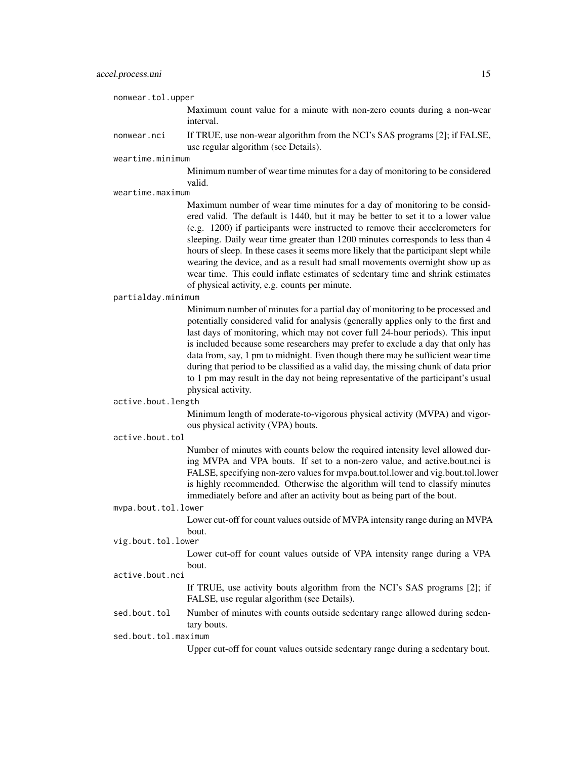`nonwear.tol.upper`
: Maximum count value for a minute with non-zero counts during a non-wear interval.

`nonwear.nci`
: If TRUE, use non-wear algorithm from the NCI's SAS programs [2]; if FALSE, use regular algorithm (see Details).

`weartime.minimum`
: Minimum number of wear time minutes for a day of monitoring to be considered valid.

`weartime.maximum`
: Maximum number of wear time minutes for a day of monitoring to be considered valid. The default is 1440, but it may be better to set it to a lower value (e.g. 1200) if participants were instructed to remove their accelerometers for sleeping. Daily wear time greater than 1200 minutes corresponds to less than 4 hours of sleep. In these cases it seems more likely that the participant slept while wearing the device, and as a result had small movements overnight show up as wear time. This could inflate estimates of sedentary time and shrink estimates of physical activity, e.g. counts per minute.

`partialday.minimum`
: Minimum number of minutes for a partial day of monitoring to be processed and potentially considered valid for analysis (generally applies only to the first and last days of monitoring, which may not cover full 24-hour periods). This input is included because some researchers may prefer to exclude a day that only has data from, say, 1 pm to midnight. Even though there may be sufficient wear time during that period to be classified as a valid day, the missing chunk of data prior to 1 pm may result in the day not being representative of the participant's usual physical activity.

`active.bout.length`
: Minimum length of moderate-to-vigorous physical activity (MVPA) and vigorous physical activity (VPA) bouts.

`active.bout.tol`
: Number of minutes with counts below the required intensity level allowed during MVPA and VPA bouts. If set to a non-zero value, and active.bout.nci is FALSE, specifying non-zero values for mvpa.bout.tol.lower and vig.bout.tol.lower is highly recommended. Otherwise the algorithm will tend to classify minutes immediately before and after an activity bout as being part of the bout.

`mvpa.bout.tol.lower`
: Lower cut-off for count values outside of MVPA intensity range during an MVPA bout.

`vig.bout.tol.lower`
: Lower cut-off for count values outside of VPA intensity range during a VPA bout.

`active.bout.nci`
: If TRUE, use activity bouts algorithm from the NCI's SAS programs [2]; if FALSE, use regular algorithm (see Details).

`sed.bout.tol`
: Number of minutes with counts outside sedentary range allowed during sedentary bouts.

`sed.bout.tol.maximum`
: Upper cut-off for count values outside sedentary range during a sedentary bout.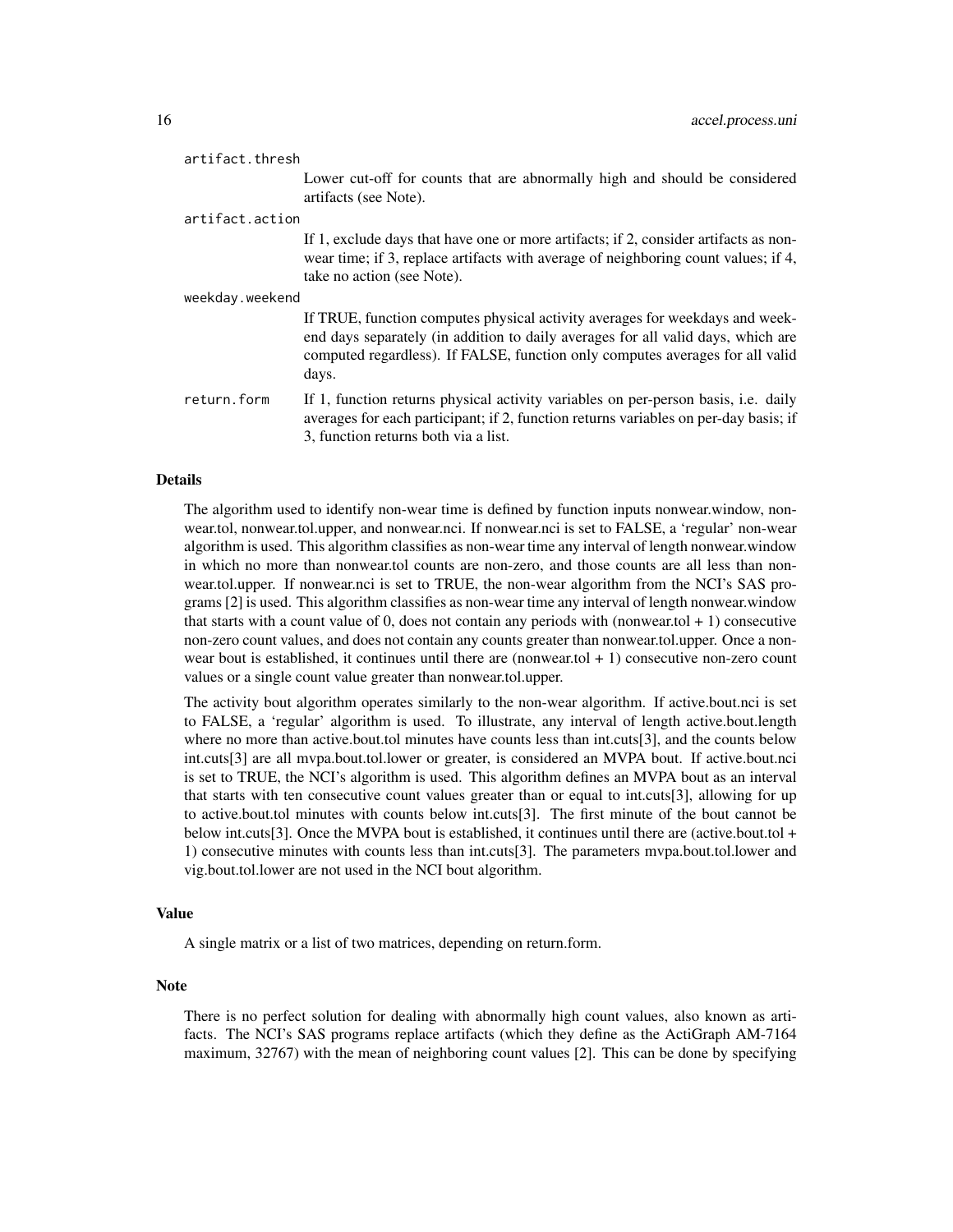artifact.thresh
: Lower cut-off for counts that are abnormally high and should be considered artifacts (see Note).

artifact.action
: If 1, exclude days that have one or more artifacts; if 2, consider artifacts as non-wear time; if 3, replace artifacts with average of neighboring count values; if 4, take no action (see Note).

weekday.weekend
: If TRUE, function computes physical activity averages for weekdays and weekend days separately (in addition to daily averages for all valid days, which are computed regardless). If FALSE, function only computes averages for all valid days.

return.form
: If 1, function returns physical activity variables on per-person basis, i.e. daily averages for each participant; if 2, function returns variables on per-day basis; if 3, function returns both via a list.

## Details

The algorithm used to identify non-wear time is defined by function inputs nonwear.window, nonwear.tol, nonwear.tol.upper, and nonwear.nci. If nonwear.nci is set to FALSE, a 'regular' non-wear algorithm is used. This algorithm classifies as non-wear time any interval of length nonwear.window in which no more than nonwear.tol counts are non-zero, and those counts are all less than nonwear.tol.upper. If nonwear.nci is set to TRUE, the non-wear algorithm from the NCI's SAS programs [2] is used. This algorithm classifies as non-wear time any interval of length nonwear.window that starts with a count value of 0, does not contain any periods with (nonwear.tol + 1) consecutive non-zero count values, and does not contain any counts greater than nonwear.tol.upper. Once a non-wear bout is established, it continues until there are (nonwear.tol + 1) consecutive non-zero count values or a single count value greater than nonwear.tol.upper.

The activity bout algorithm operates similarly to the non-wear algorithm. If active.bout.nci is set to FALSE, a 'regular' algorithm is used. To illustrate, any interval of length active.bout.length where no more than active.bout.tol minutes have counts less than int.cuts[3], and the counts below int.cuts[3] are all mvpa.bout.tol.lower or greater, is considered an MVPA bout. If active.bout.nci is set to TRUE, the NCI's algorithm is used. This algorithm defines an MVPA bout as an interval that starts with ten consecutive count values greater than or equal to int.cuts[3], allowing for up to active.bout.tol minutes with counts below int.cuts[3]. The first minute of the bout cannot be below int.cuts[3]. Once the MVPA bout is established, it continues until there are (active.bout.tol + 1) consecutive minutes with counts less than int.cuts[3]. The parameters mvpa.bout.tol.lower and vig.bout.tol.lower are not used in the NCI bout algorithm.

## Value

A single matrix or a list of two matrices, depending on return.form.

## Note

There is no perfect solution for dealing with abnormally high count values, also known as artifacts. The NCI's SAS programs replace artifacts (which they define as the ActiGraph AM-7164 maximum, 32767) with the mean of neighboring count values [2]. This can be done by specifying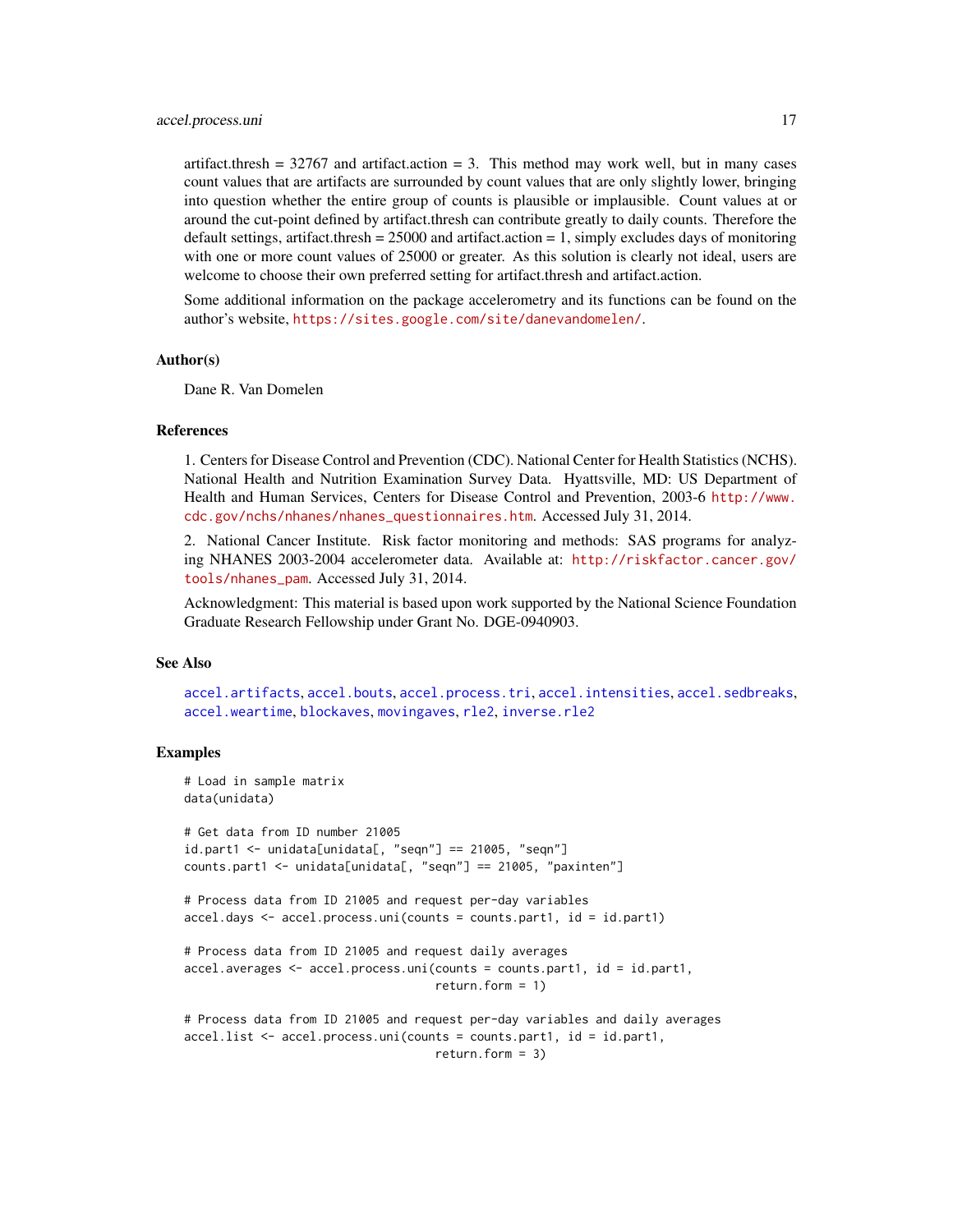artifact.thresh = 32767 and artifact.action = 3. This method may work well, but in many cases count values that are artifacts are surrounded by count values that are only slightly lower, bringing into question whether the entire group of counts is plausible or implausible. Count values at or around the cut-point defined by artifact.thresh can contribute greatly to daily counts. Therefore the default settings, artifact.thresh = 25000 and artifact.action = 1, simply excludes days of monitoring with one or more count values of 25000 or greater. As this solution is clearly not ideal, users are welcome to choose their own preferred setting for artifact.thresh and artifact.action.

Some additional information on the package accelerometry and its functions can be found on the author's website, https://sites.google.com/site/danevandomelen/.

### Author(s)

Dane R. Van Domelen

### References

1. Centers for Disease Control and Prevention (CDC). National Center for Health Statistics (NCHS). National Health and Nutrition Examination Survey Data. Hyattsville, MD: US Department of Health and Human Services, Centers for Disease Control and Prevention, 2003-6 http://www.cdc.gov/nchs/nhanes/nhanes_questionnaires.htm. Accessed July 31, 2014.

2. National Cancer Institute. Risk factor monitoring and methods: SAS programs for analyzing NHANES 2003-2004 accelerometer data. Available at: http://riskfactor.cancer.gov/tools/nhanes_pam. Accessed July 31, 2014.

Acknowledgment: This material is based upon work supported by the National Science Foundation Graduate Research Fellowship under Grant No. DGE-0940903.

### See Also

accel.artifacts, accel.bouts, accel.process.tri, accel.intensities, accel.sedbreaks, accel.weartime, blockaves, movingaves, rle2, inverse.rle2

### Examples

```
# Load in sample matrix
data(unidata)

# Get data from ID number 21005
id.part1 <- unidata[unidata[, "seqn"] == 21005, "seqn"]
counts.part1 <- unidata[unidata[, "seqn"] == 21005, "paxinten"]

# Process data from ID 21005 and request per-day variables
accel.days <- accel.process.uni(counts = counts.part1, id = id.part1)

# Process data from ID 21005 and request daily averages
accel.averages <- accel.process.uni(counts = counts.part1, id = id.part1,
                                    return.form = 1)

# Process data from ID 21005 and request per-day variables and daily averages
accel.list <- accel.process.uni(counts = counts.part1, id = id.part1,
                                return.form = 3)
```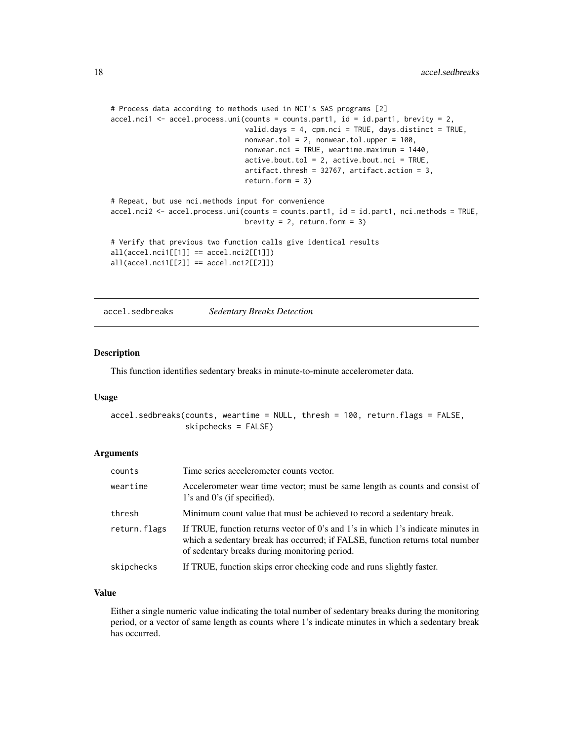```
# Process data according to methods used in NCI's SAS programs [2]
accel.nci1 <- accel.process.uni(counts = counts.part1, id = id.part1, brevity = 2,
                                valid.days = 4, cpm.nci = TRUE, days.distinct = TRUE,
                                nonwear.tol = 2, nonwear.tol.upper = 100,
                                nonwear.nci = TRUE, weartime.maximum = 1440,
                                active.bout.tol = 2, active.bout.nci = TRUE,
                                artifact.thresh = 32767, artifact.action = 3,
                                return.form = 3)

# Repeat, but use nci.methods input for convenience
accel.nci2 <- accel.process.uni(counts = counts.part1, id = id.part1, nci.methods = TRUE,
                                brevity = 2, return.form = 3)

# Verify that previous two function calls give identical results
all(accel.nci1[[1]] == accel.nci2[[1]])
all(accel.nci1[[2]] == accel.nci2[[2]])
```

---

## accel.sedbreaks — *Sedentary Breaks Detection*

---

### Description

This function identifies sedentary breaks in minute-to-minute accelerometer data.

### Usage

```
accel.sedbreaks(counts, weartime = NULL, thresh = 100, return.flags = FALSE,
                skipchecks = FALSE)
```

### Arguments

| | |
|---|---|
| `counts` | Time series accelerometer counts vector. |
| `weartime` | Accelerometer wear time vector; must be same length as counts and consist of 1's and 0's (if specified). |
| `thresh` | Minimum count value that must be achieved to record a sedentary break. |
| `return.flags` | If TRUE, function returns vector of 0's and 1's in which 1's indicate minutes in which a sedentary break has occurred; if FALSE, function returns total number of sedentary breaks during monitoring period. |
| `skipchecks` | If TRUE, function skips error checking code and runs slightly faster. |

### Value

Either a single numeric value indicating the total number of sedentary breaks during the monitoring period, or a vector of same length as counts where 1's indicate minutes in which a sedentary break has occurred.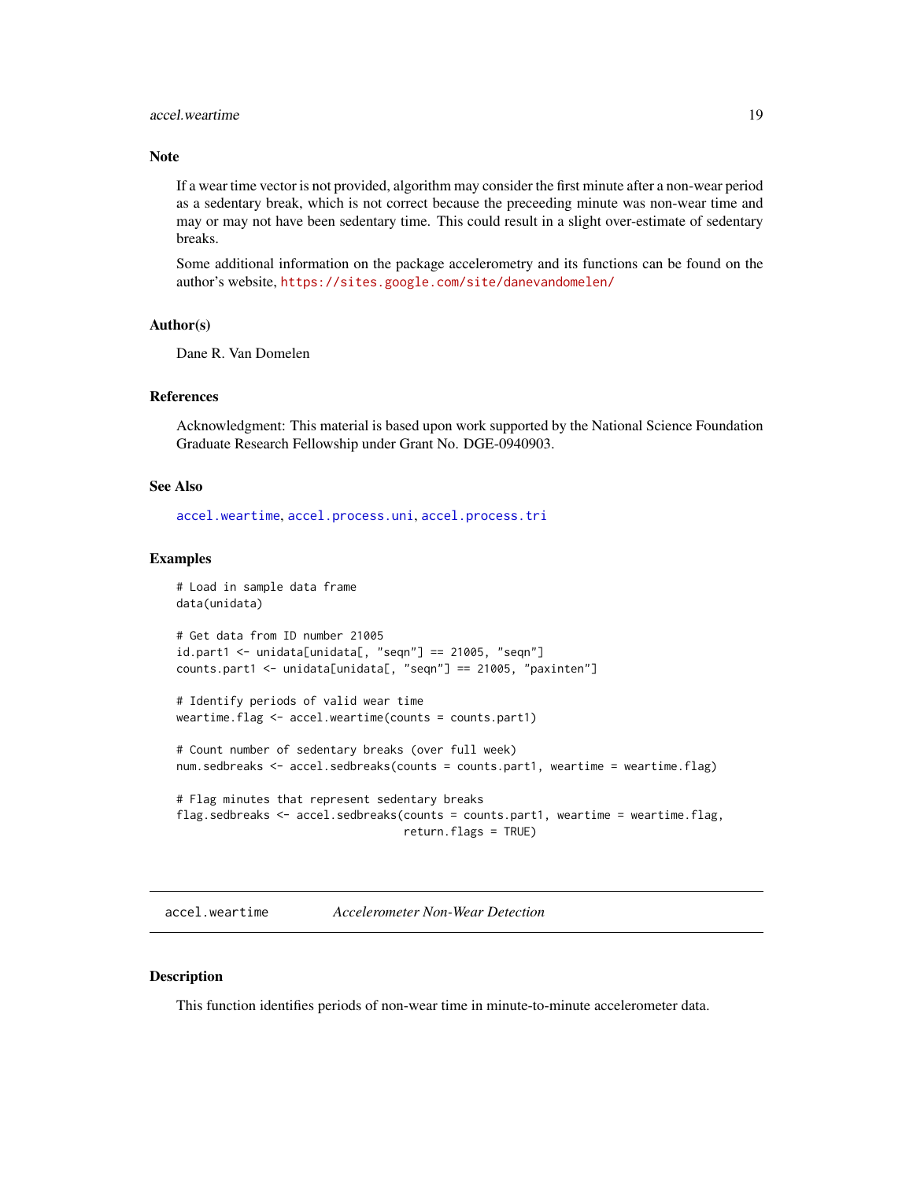### Note

If a wear time vector is not provided, algorithm may consider the first minute after a non-wear period as a sedentary break, which is not correct because the preceeding minute was non-wear time and may or may not have been sedentary time. This could result in a slight over-estimate of sedentary breaks.

Some additional information on the package accelerometry and its functions can be found on the author's website, https://sites.google.com/site/danevandomelen/

### Author(s)

Dane R. Van Domelen

### References

Acknowledgment: This material is based upon work supported by the National Science Foundation Graduate Research Fellowship under Grant No. DGE-0940903.

### See Also

accel.weartime, accel.process.uni, accel.process.tri

### Examples

```
# Load in sample data frame
data(unidata)

# Get data from ID number 21005
id.part1 <- unidata[unidata[, "seqn"] == 21005, "seqn"]
counts.part1 <- unidata[unidata[, "seqn"] == 21005, "paxinten"]

# Identify periods of valid wear time
weartime.flag <- accel.weartime(counts = counts.part1)

# Count number of sedentary breaks (over full week)
num.sedbreaks <- accel.sedbreaks(counts = counts.part1, weartime = weartime.flag)

# Flag minutes that represent sedentary breaks
flag.sedbreaks <- accel.sedbreaks(counts = counts.part1, weartime = weartime.flag,
                                  return.flags = TRUE)
```

---

## accel.weartime    *Accelerometer Non-Wear Detection*

---

### Description

This function identifies periods of non-wear time in minute-to-minute accelerometer data.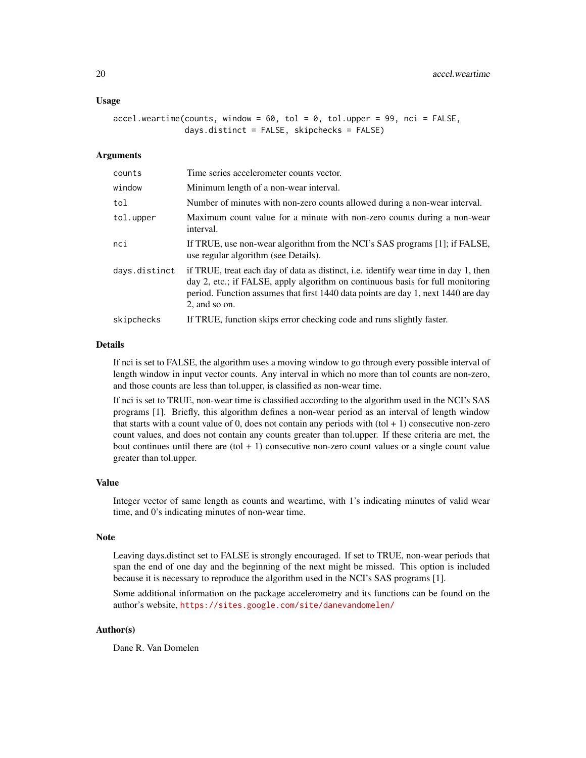### Usage

```
accel.weartime(counts, window = 60, tol = 0, tol.upper = 99, nci = FALSE,
               days.distinct = FALSE, skipchecks = FALSE)
```

### Arguments

| | |
|---|---|
| `counts` | Time series accelerometer counts vector. |
| `window` | Minimum length of a non-wear interval. |
| `tol` | Number of minutes with non-zero counts allowed during a non-wear interval. |
| `tol.upper` | Maximum count value for a minute with non-zero counts during a non-wear interval. |
| `nci` | If TRUE, use non-wear algorithm from the NCI's SAS programs [1]; if FALSE, use regular algorithm (see Details). |
| `days.distinct` | if TRUE, treat each day of data as distinct, i.e. identify wear time in day 1, then day 2, etc.; if FALSE, apply algorithm on continuous basis for full monitoring period. Function assumes that first 1440 data points are day 1, next 1440 are day 2, and so on. |
| `skipchecks` | If TRUE, function skips error checking code and runs slightly faster. |

### Details

If nci is set to FALSE, the algorithm uses a moving window to go through every possible interval of length window in input vector counts. Any interval in which no more than tol counts are non-zero, and those counts are less than tol.upper, is classified as non-wear time.

If nci is set to TRUE, non-wear time is classified according to the algorithm used in the NCI's SAS programs [1]. Briefly, this algorithm defines a non-wear period as an interval of length window that starts with a count value of 0, does not contain any periods with (tol + 1) consecutive non-zero count values, and does not contain any counts greater than tol.upper. If these criteria are met, the bout continues until there are (tol + 1) consecutive non-zero count values or a single count value greater than tol.upper.

### Value

Integer vector of same length as counts and weartime, with 1's indicating minutes of valid wear time, and 0's indicating minutes of non-wear time.

### Note

Leaving days.distinct set to FALSE is strongly encouraged. If set to TRUE, non-wear periods that span the end of one day and the beginning of the next might be missed. This option is included because it is necessary to reproduce the algorithm used in the NCI's SAS programs [1].

Some additional information on the package accelerometry and its functions can be found on the author's website, https://sites.google.com/site/danevandomelen/

### Author(s)

Dane R. Van Domelen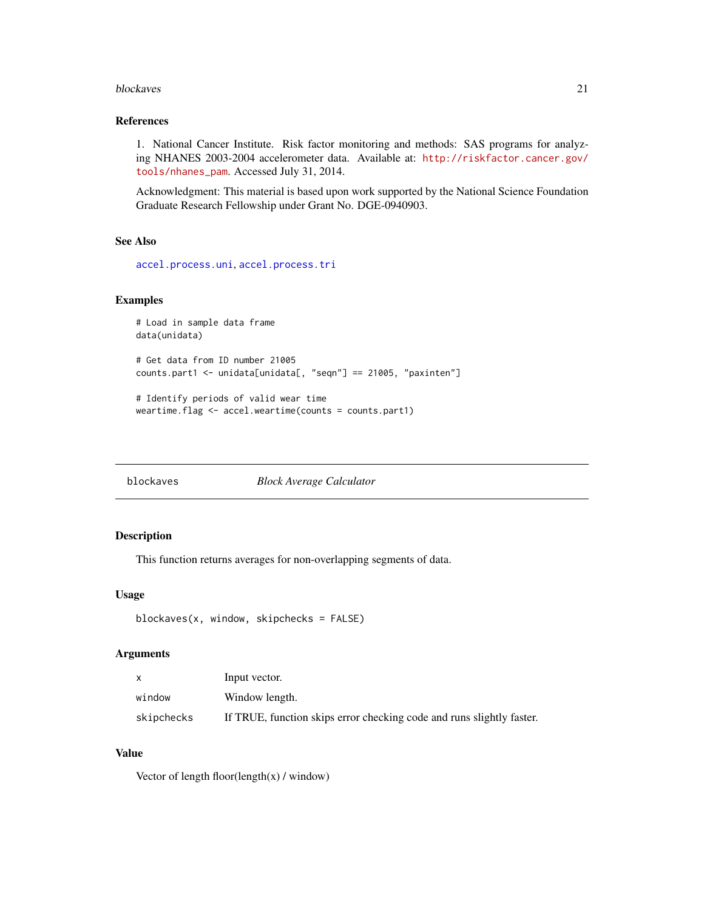### References

1. National Cancer Institute. Risk factor monitoring and methods: SAS programs for analyzing NHANES 2003-2004 accelerometer data. Available at: http://riskfactor.cancer.gov/tools/nhanes_pam. Accessed July 31, 2014.

Acknowledgment: This material is based upon work supported by the National Science Foundation Graduate Research Fellowship under Grant No. DGE-0940903.

### See Also

accel.process.uni, accel.process.tri

### Examples

```
# Load in sample data frame
data(unidata)

# Get data from ID number 21005
counts.part1 <- unidata[unidata[, "seqn"] == 21005, "paxinten"]

# Identify periods of valid wear time
weartime.flag <- accel.weartime(counts = counts.part1)
```

---

## blockaves *Block Average Calculator*

---

### Description

This function returns averages for non-overlapping segments of data.

### Usage

```
blockaves(x, window, skipchecks = FALSE)
```

### Arguments

| | |
|---|---|
| x | Input vector. |
| window | Window length. |
| skipchecks | If TRUE, function skips error checking code and runs slightly faster. |

### Value

Vector of length floor(length(x) / window)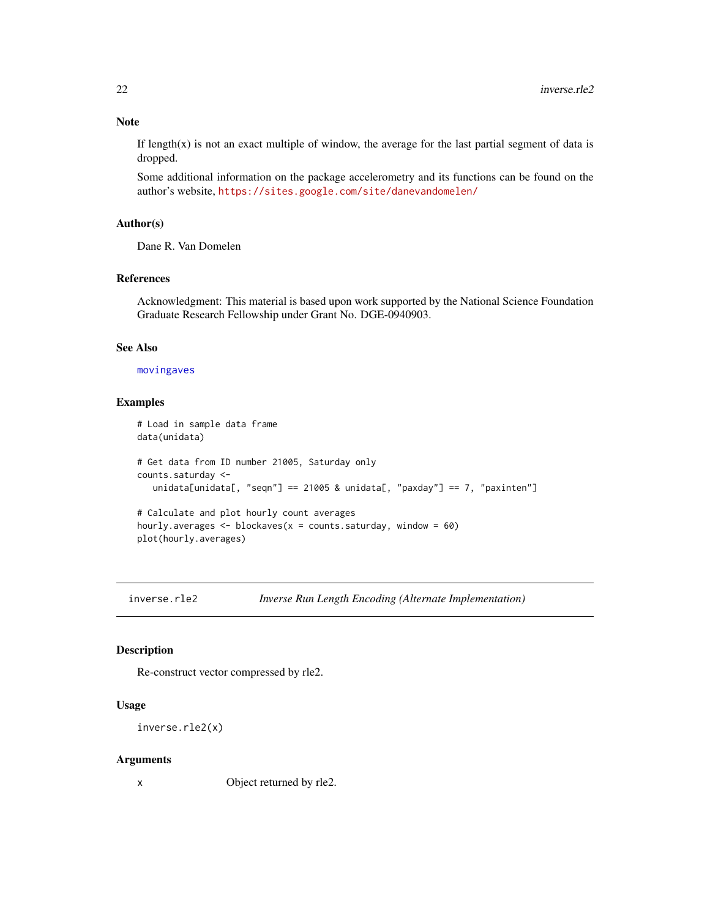## Note

If length(x) is not an exact multiple of window, the average for the last partial segment of data is dropped.

Some additional information on the package accelerometry and its functions can be found on the author's website, https://sites.google.com/site/danevandomelen/

## Author(s)

Dane R. Van Domelen

## References

Acknowledgment: This material is based upon work supported by the National Science Foundation Graduate Research Fellowship under Grant No. DGE-0940903.

## See Also

movingaves

## Examples

```
# Load in sample data frame
data(unidata)

# Get data from ID number 21005, Saturday only
counts.saturday <-
   unidata[unidata[, "seqn"] == 21005 & unidata[, "paxday"] == 7, "paxinten"]

# Calculate and plot hourly count averages
hourly.averages <- blockaves(x = counts.saturday, window = 60)
plot(hourly.averages)
```

---

# inverse.rle2 *Inverse Run Length Encoding (Alternate Implementation)*

## Description

Re-construct vector compressed by rle2.

## Usage

```
inverse.rle2(x)
```

## Arguments

| | |
|---|---|
| x | Object returned by rle2. |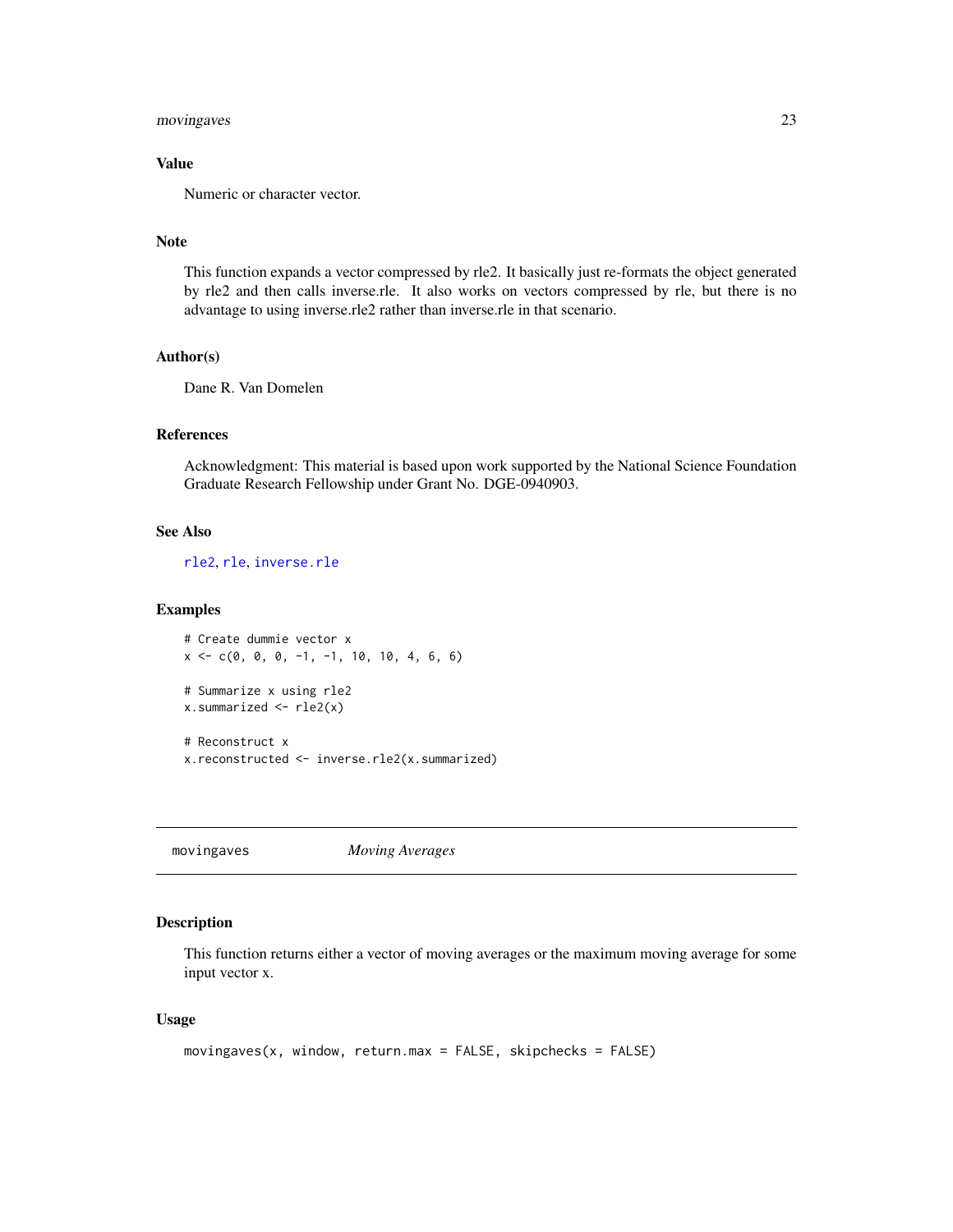## Value

Numeric or character vector.

## Note

This function expands a vector compressed by rle2. It basically just re-formats the object generated by rle2 and then calls inverse.rle. It also works on vectors compressed by rle, but there is no advantage to using inverse.rle2 rather than inverse.rle in that scenario.

## Author(s)

Dane R. Van Domelen

## References

Acknowledgment: This material is based upon work supported by the National Science Foundation Graduate Research Fellowship under Grant No. DGE-0940903.

## See Also

rle2, rle, inverse.rle

## Examples

```
# Create dummie vector x
x <- c(0, 0, 0, -1, -1, 10, 10, 4, 6, 6)

# Summarize x using rle2
x.summarized <- rle2(x)

# Reconstruct x
x.reconstructed <- inverse.rle2(x.summarized)
```

---

# movingaves *Moving Averages*

## Description

This function returns either a vector of moving averages or the maximum moving average for some input vector x.

## Usage

```
movingaves(x, window, return.max = FALSE, skipchecks = FALSE)
```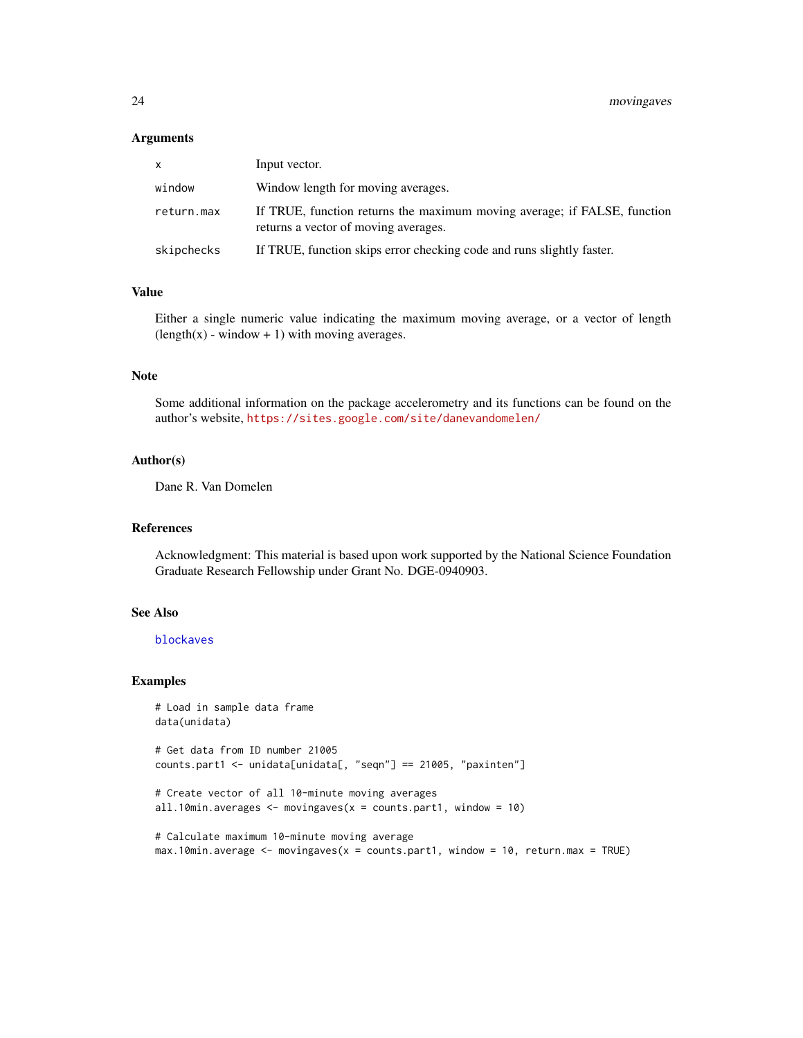### Arguments

| | |
|---|---|
| x | Input vector. |
| window | Window length for moving averages. |
| return.max | If TRUE, function returns the maximum moving average; if FALSE, function returns a vector of moving averages. |
| skipchecks | If TRUE, function skips error checking code and runs slightly faster. |

### Value

Either a single numeric value indicating the maximum moving average, or a vector of length (length(x) - window + 1) with moving averages.

### Note

Some additional information on the package accelerometry and its functions can be found on the author's website, https://sites.google.com/site/danevandomelen/

### Author(s)

Dane R. Van Domelen

### References

Acknowledgment: This material is based upon work supported by the National Science Foundation Graduate Research Fellowship under Grant No. DGE-0940903.

### See Also

blockaves

### Examples

```
# Load in sample data frame
data(unidata)

# Get data from ID number 21005
counts.part1 <- unidata[unidata[, "seqn"] == 21005, "paxinten"]

# Create vector of all 10-minute moving averages
all.10min.averages <- movingaves(x = counts.part1, window = 10)

# Calculate maximum 10-minute moving average
max.10min.average <- movingaves(x = counts.part1, window = 10, return.max = TRUE)
```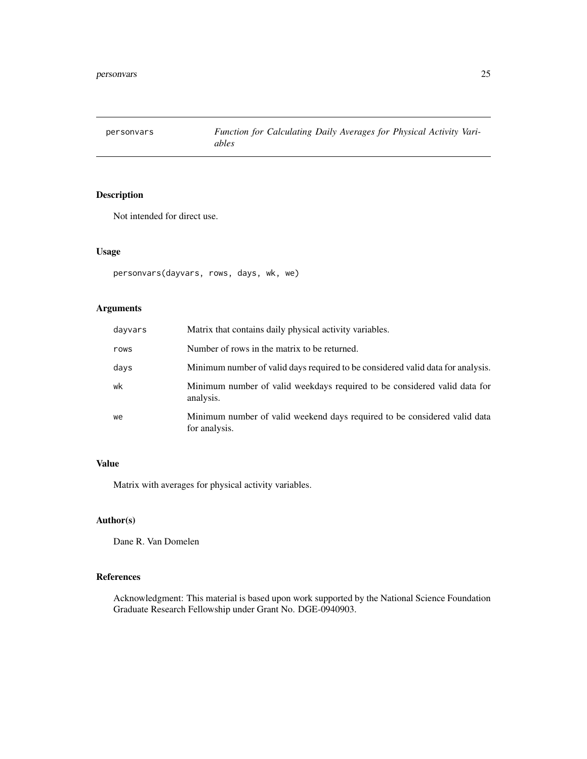# personvars — *Function for Calculating Daily Averages for Physical Activity Variables*

## Description

Not intended for direct use.

## Usage

```
personvars(dayvars, rows, days, wk, we)
```

## Arguments

| | |
|---|---|
| dayvars | Matrix that contains daily physical activity variables. |
| rows | Number of rows in the matrix to be returned. |
| days | Minimum number of valid days required to be considered valid data for analysis. |
| wk | Minimum number of valid weekdays required to be considered valid data for analysis. |
| we | Minimum number of valid weekend days required to be considered valid data for analysis. |

## Value

Matrix with averages for physical activity variables.

## Author(s)

Dane R. Van Domelen

## References

Acknowledgment: This material is based upon work supported by the National Science Foundation Graduate Research Fellowship under Grant No. DGE-0940903.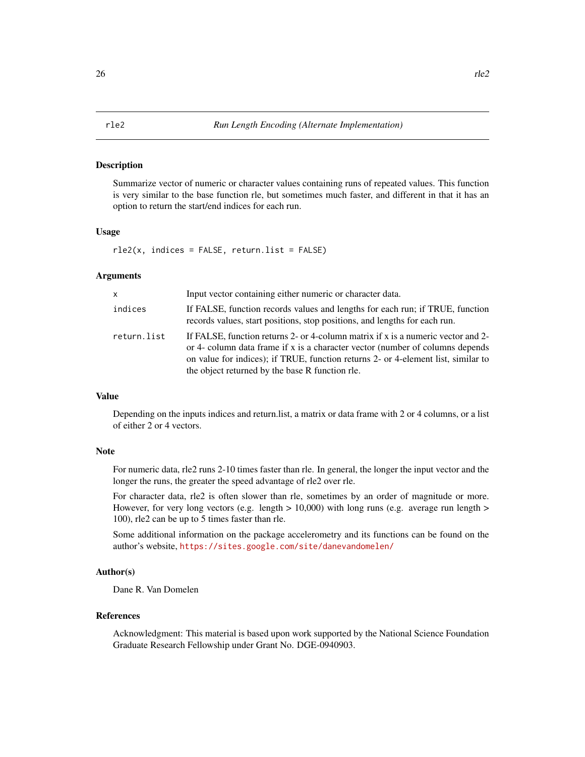# rle2 — *Run Length Encoding (Alternate Implementation)*

## Description

Summarize vector of numeric or character values containing runs of repeated values. This function is very similar to the base function rle, but sometimes much faster, and different in that it has an option to return the start/end indices for each run.

## Usage

```
rle2(x, indices = FALSE, return.list = FALSE)
```

## Arguments

| | |
|---|---|
| `x` | Input vector containing either numeric or character data. |
| `indices` | If FALSE, function records values and lengths for each run; if TRUE, function records values, start positions, stop positions, and lengths for each run. |
| `return.list` | If FALSE, function returns 2- or 4-column matrix if x is a numeric vector and 2- or 4- column data frame if x is a character vector (number of columns depends on value for indices); if TRUE, function returns 2- or 4-element list, similar to the object returned by the base R function rle. |

## Value

Depending on the inputs indices and return.list, a matrix or data frame with 2 or 4 columns, or a list of either 2 or 4 vectors.

## Note

For numeric data, rle2 runs 2-10 times faster than rle. In general, the longer the input vector and the longer the runs, the greater the speed advantage of rle2 over rle.

For character data, rle2 is often slower than rle, sometimes by an order of magnitude or more. However, for very long vectors (e.g. length > 10,000) with long runs (e.g. average run length > 100), rle2 can be up to 5 times faster than rle.

Some additional information on the package accelerometry and its functions can be found on the author's website, https://sites.google.com/site/danevandomelen/

## Author(s)

Dane R. Van Domelen

## References

Acknowledgment: This material is based upon work supported by the National Science Foundation Graduate Research Fellowship under Grant No. DGE-0940903.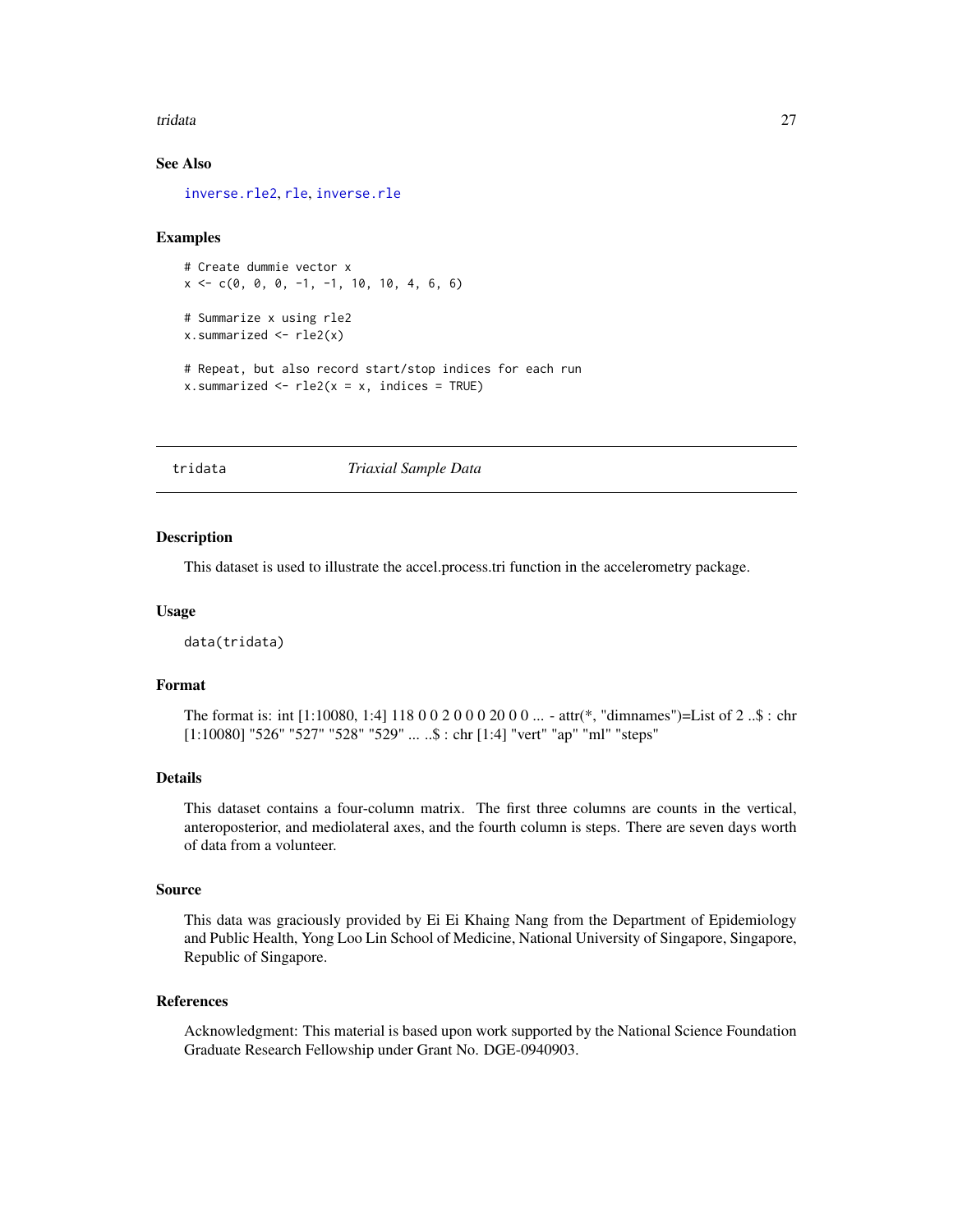### See Also

inverse.rle2, rle, inverse.rle

### Examples

```
# Create dummie vector x
x <- c(0, 0, 0, -1, -1, 10, 10, 4, 6, 6)

# Summarize x using rle2
x.summarized <- rle2(x)

# Repeat, but also record start/stop indices for each run
x.summarized <- rle2(x = x, indices = TRUE)
```

---

## tridata — *Triaxial Sample Data*

---

### Description

This dataset is used to illustrate the accel.process.tri function in the accelerometry package.

### Usage

```
data(tridata)
```

### Format

The format is: int [1:10080, 1:4] 118 0 0 2 0 0 0 20 0 0 ... - attr(*, "dimnames")=List of 2 ..$ : chr [1:10080] "526" "527" "528" "529" ... ..$ : chr [1:4] "vert" "ap" "ml" "steps"

### Details

This dataset contains a four-column matrix. The first three columns are counts in the vertical, anteroposterior, and mediolateral axes, and the fourth column is steps. There are seven days worth of data from a volunteer.

### Source

This data was graciously provided by Ei Ei Khaing Nang from the Department of Epidemiology and Public Health, Yong Loo Lin School of Medicine, National University of Singapore, Singapore, Republic of Singapore.

### References

Acknowledgment: This material is based upon work supported by the National Science Foundation Graduate Research Fellowship under Grant No. DGE-0940903.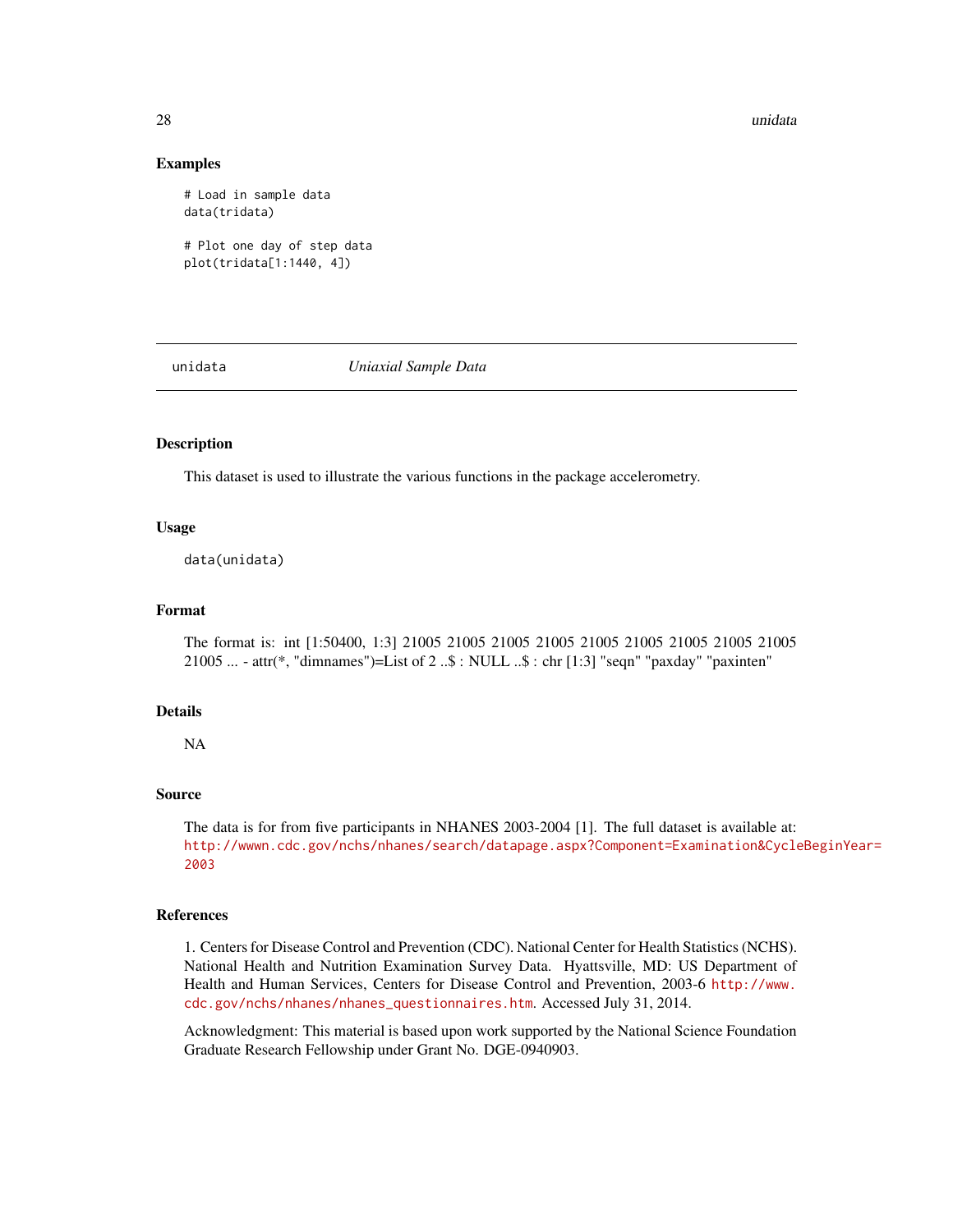## Examples

```
# Load in sample data
data(tridata)

# Plot one day of step data
plot(tridata[1:1440, 4])
```

---

# unidata — *Uniaxial Sample Data*

---

## Description

This dataset is used to illustrate the various functions in the package accelerometry.

## Usage

```
data(unidata)
```

## Format

The format is: int [1:50400, 1:3] 21005 21005 21005 21005 21005 21005 21005 21005 21005 21005 ... - attr(*, "dimnames")=List of 2 ..$ : NULL ..$ : chr [1:3] "seqn" "paxday" "paxinten"

## Details

NA

## Source

The data is for from five participants in NHANES 2003-2004 [1]. The full dataset is available at: http://wwwn.cdc.gov/nchs/nhanes/search/datapage.aspx?Component=Examination&CycleBeginYear=2003

## References

1. Centers for Disease Control and Prevention (CDC). National Center for Health Statistics (NCHS). National Health and Nutrition Examination Survey Data. Hyattsville, MD: US Department of Health and Human Services, Centers for Disease Control and Prevention, 2003-6 http://www.cdc.gov/nchs/nhanes/nhanes_questionnaires.htm. Accessed July 31, 2014.

Acknowledgment: This material is based upon work supported by the National Science Foundation Graduate Research Fellowship under Grant No. DGE-0940903.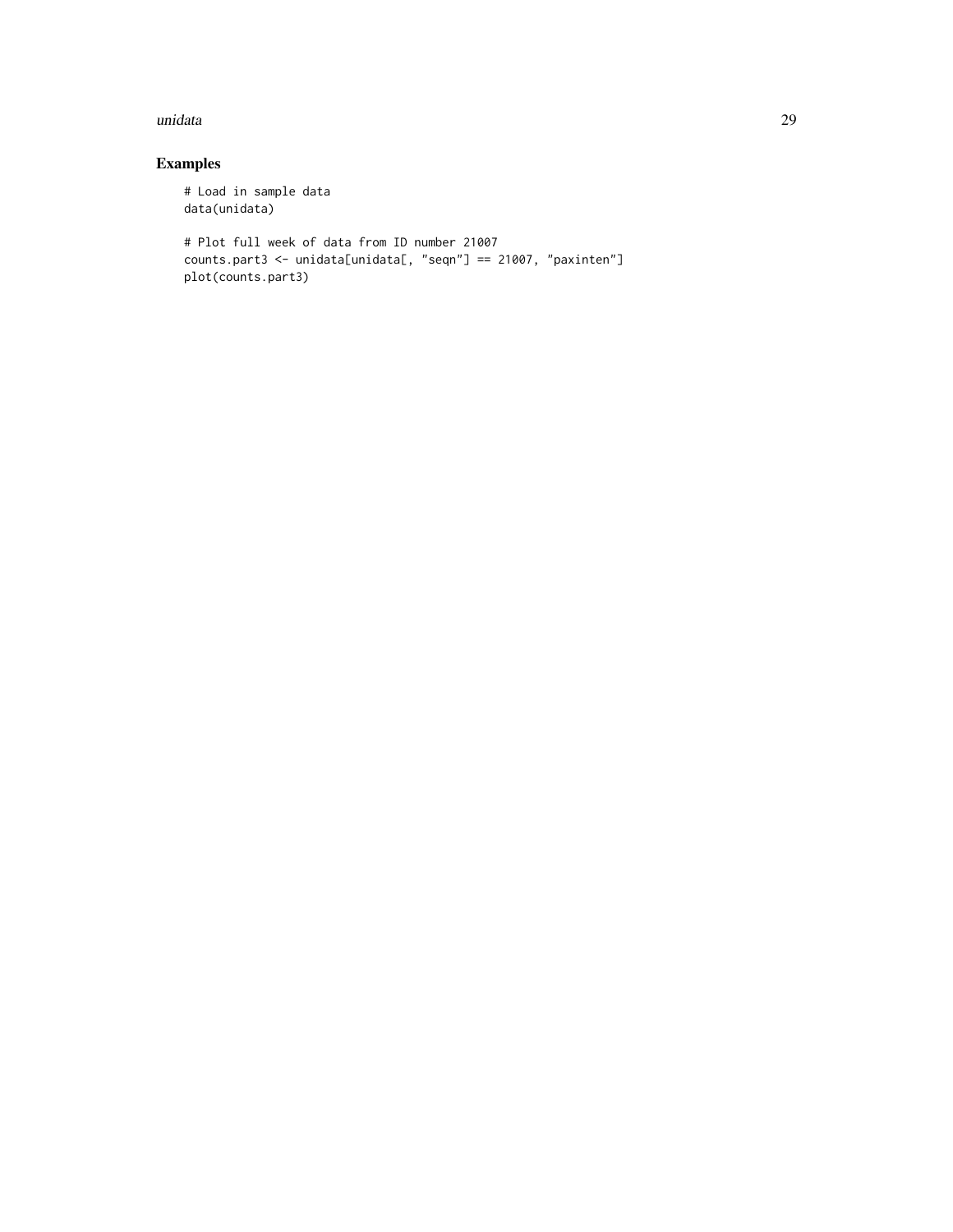## Examples

```
# Load in sample data
data(unidata)

# Plot full week of data from ID number 21007
counts.part3 <- unidata[unidata[, "seqn"] == 21007, "paxinten"]
plot(counts.part3)
```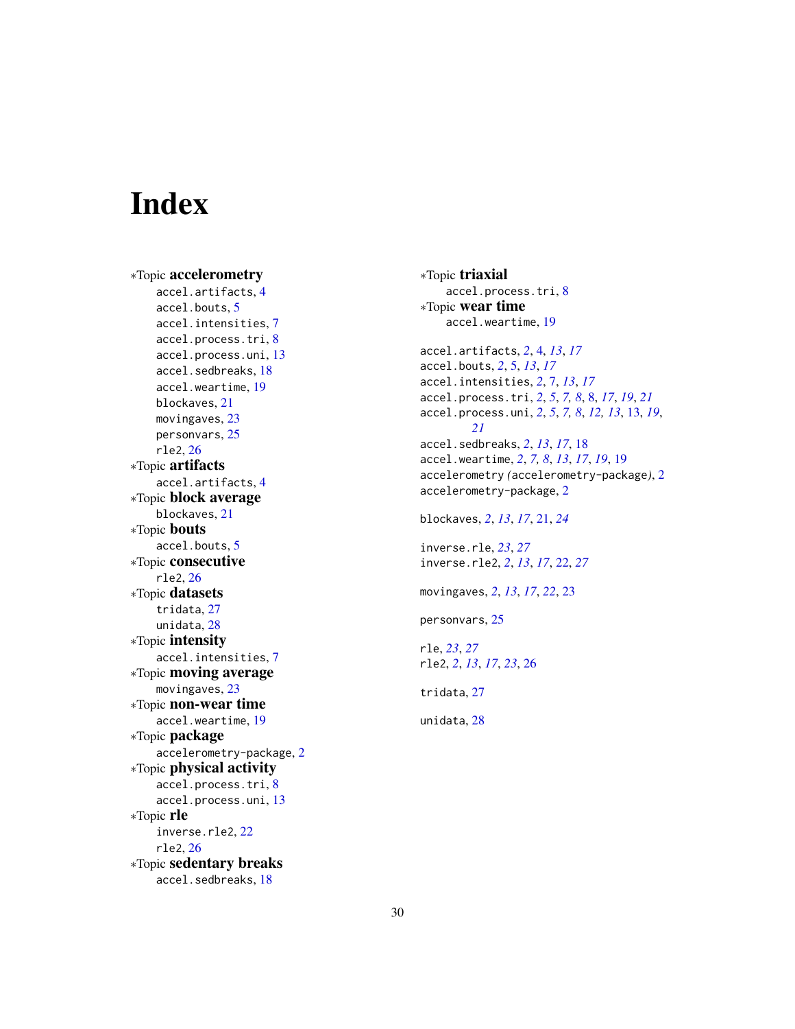# Index

*Topic **accelerometry**
- accel.artifacts, 4
- accel.bouts, 5
- accel.intensities, 7
- accel.process.tri, 8
- accel.process.uni, 13
- accel.sedbreaks, 18
- accel.weartime, 19
- blockaves, 21
- movingaves, 23
- personvars, 25
- rle2, 26

*Topic **artifacts**
- accel.artifacts, 4

*Topic **block average**
- blockaves, 21

*Topic **bouts**
- accel.bouts, 5

*Topic **consecutive**
- rle2, 26

*Topic **datasets**
- tridata, 27
- unidata, 28

*Topic **intensity**
- accel.intensities, 7

*Topic **moving average**
- movingaves, 23

*Topic **non-wear time**
- accel.weartime, 19

*Topic **package**
- accelerometry-package, 2

*Topic **physical activity**
- accel.process.tri, 8
- accel.process.uni, 13

*Topic **rle**
- inverse.rle2, 22
- rle2, 26

*Topic **sedentary breaks**
- accel.sedbreaks, 18

*Topic **triaxial**
- accel.process.tri, 8

*Topic **wear time**
- accel.weartime, 19

accel.artifacts, *2*, 4, *13*, *17*
accel.bouts, *2*, 5, *13*, *17*
accel.intensities, *2*, 7, *13*, *17*
accel.process.tri, *2*, *5*, *7, 8*, 8, *17*, *19*, *21*
accel.process.uni, *2*, *5*, *7, 8*, *12, 13*, 13, *19*, *21*
accel.sedbreaks, *2*, *13*, *17*, 18
accel.weartime, *2*, *7, 8*, *13*, *17*, *19*, 19
accelerometry *(*accelerometry-package*)*, 2
accelerometry-package, 2

blockaves, *2*, *13*, *17*, 21, *24*

inverse.rle, *23*, *27*
inverse.rle2, *2*, *13*, *17*, 22, *27*

movingaves, *2*, *13*, *17*, *22*, 23

personvars, 25

rle, *23*, *27*
rle2, *2*, *13*, *17*, *23*, 26

tridata, 27

unidata, 28